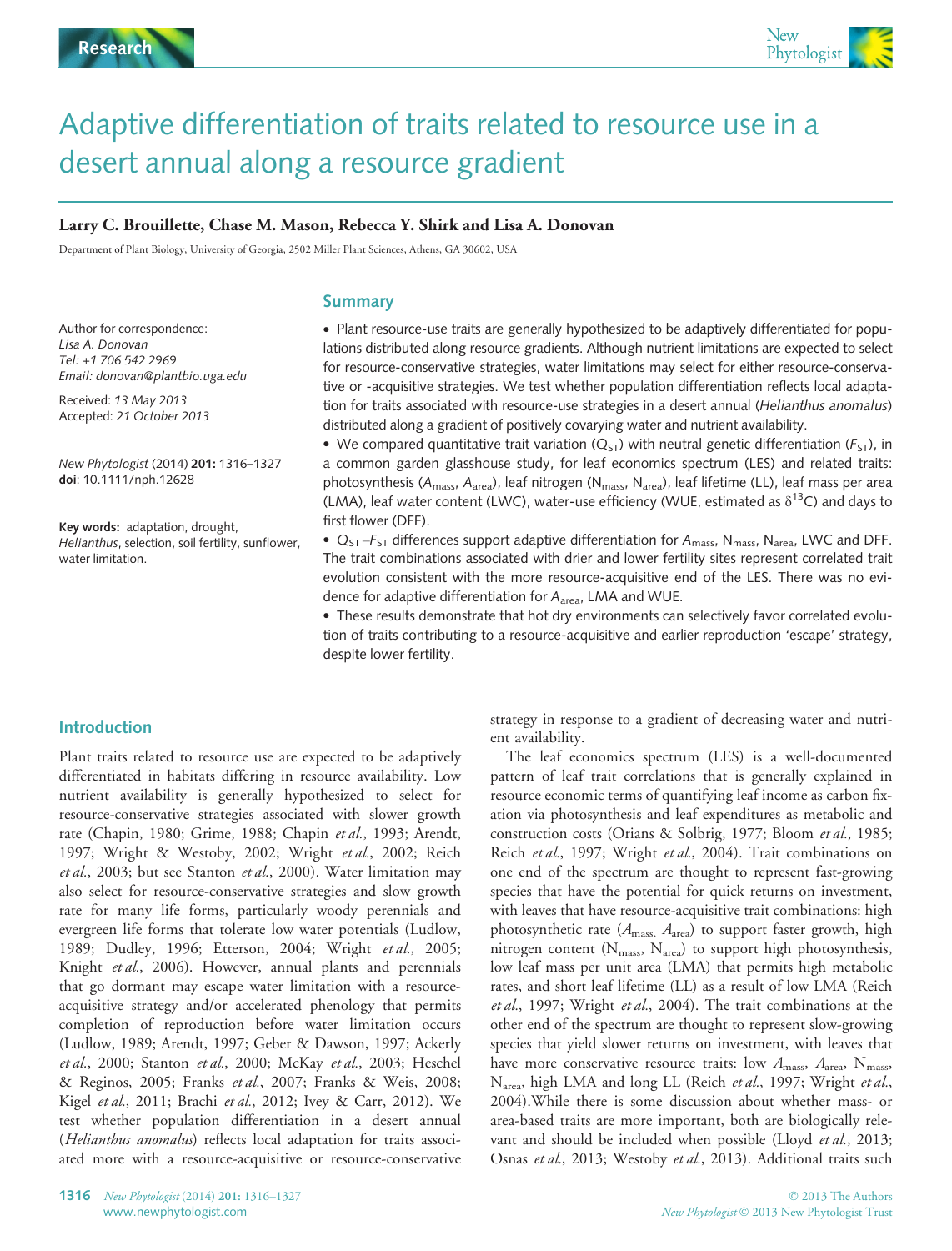# Adaptive differentiation of traits related to resource use in a desert annual along a resource gradient

**Larry C. Brouillette, Chase M. Mason, Rebecca Y. Shirk and Lisa A. Donovan**

Department of Plant Biology, University of Georgia, 2502 Miller Plant Sciences, Athens, GA 30602, USA

Author for correspondence:
*Lisa A. Donovan*
*Tel: +1 706 542 2969*
*Email: donovan@plantbio.uga.edu*

Received: *13 May 2013*
Accepted: *21 October 2013*

*New Phytologist* (2014) **201:** 1316–1327
**doi**: 10.1111/nph.12628

**Key words:** adaptation, drought, *Helianthus*, selection, soil fertility, sunflower, water limitation.

## Summary

- Plant resource-use traits are generally hypothesized to be adaptively differentiated for populations distributed along resource gradients. Although nutrient limitations are expected to select for resource-conservative strategies, water limitations may select for either resource-conservative or -acquisitive strategies. We test whether population differentiation reflects local adaptation for traits associated with resource-use strategies in a desert annual (*Helianthus anomalus*) distributed along a gradient of positively covarying water and nutrient availability.
- We compared quantitative trait variation ($Q_{ST}$) with neutral genetic differentiation ($F_{ST}$), in a common garden glasshouse study, for leaf economics spectrum (LES) and related traits: photosynthesis ($A_{mass}$, $A_{area}$), leaf nitrogen ($N_{mass}$, $N_{area}$), leaf lifetime (LL), leaf mass per area (LMA), leaf water content (LWC), water-use efficiency (WUE, estimated as $\delta^{13}C$) and days to first flower (DFF).
- $Q_{ST}$–$F_{ST}$ differences support adaptive differentiation for $A_{mass}$, $N_{mass}$, $N_{area}$, LWC and DFF. The trait combinations associated with drier and lower fertility sites represent correlated trait evolution consistent with the more resource-acquisitive end of the LES. There was no evidence for adaptive differentiation for $A_{area}$, LMA and WUE.
- These results demonstrate that hot dry environments can selectively favor correlated evolution of traits contributing to a resource-acquisitive and earlier reproduction 'escape' strategy, despite lower fertility.

## Introduction

Plant traits related to resource use are expected to be adaptively differentiated in habitats differing in resource availability. Low nutrient availability is generally hypothesized to select for resource-conservative strategies associated with slower growth rate (Chapin, 1980; Grime, 1988; Chapin *et al.*, 1993; Arendt, 1997; Wright & Westoby, 2002; Wright *et al.*, 2002; Reich *et al.*, 2003; but see Stanton *et al.*, 2000). Water limitation may also select for resource-conservative strategies and slow growth rate for many life forms, particularly woody perennials and evergreen life forms that tolerate low water potentials (Ludlow, 1989; Dudley, 1996; Etterson, 2004; Wright *et al.*, 2005; Knight *et al.*, 2006). However, annual plants and perennials that go dormant may escape water limitation with a resource-acquisitive strategy and/or accelerated phenology that permits completion of reproduction before water limitation occurs (Ludlow, 1989; Arendt, 1997; Geber & Dawson, 1997; Ackerly *et al.*, 2000; Stanton *et al.*, 2000; McKay *et al.*, 2003; Heschel & Reginos, 2005; Franks *et al.*, 2007; Franks & Weis, 2008; Kigel *et al.*, 2011; Brachi *et al.*, 2012; Ivey & Carr, 2012). We test whether population differentiation in a desert annual (*Helianthus anomalus*) reflects local adaptation for traits associated more with a resource-acquisitive or resource-conservative strategy in response to a gradient of decreasing water and nutrient availability.

The leaf economics spectrum (LES) is a well-documented pattern of leaf trait correlations that is generally explained in resource economic terms of quantifying leaf income as carbon fixation via photosynthesis and leaf expenditures as metabolic and construction costs (Orians & Solbrig, 1977; Bloom *et al.*, 1985; Reich *et al.*, 1997; Wright *et al.*, 2004). Trait combinations on one end of the spectrum are thought to represent fast-growing species that have the potential for quick returns on investment, with leaves that have resource-acquisitive trait combinations: high photosynthetic rate ($A_{mass}$, $A_{area}$) to support faster growth, high nitrogen content ($N_{mass}$, $N_{area}$) to support high photosynthesis, low leaf mass per unit area (LMA) that permits high metabolic rates, and short leaf lifetime (LL) as a result of low LMA (Reich *et al.*, 1997; Wright *et al.*, 2004). The trait combinations at the other end of the spectrum are thought to represent slow-growing species that yield slower returns on investment, with leaves that have more conservative resource traits: low $A_{mass}$, $A_{area}$, $N_{mass}$, $N_{area}$, high LMA and long LL (Reich *et al.*, 1997; Wright *et al.*, 2004).While there is some discussion about whether mass- or area-based traits are more important, both are biologically relevant and should be included when possible (Lloyd *et al.*, 2013; Osnas *et al.*, 2013; Westoby *et al.*, 2013). Additional traits such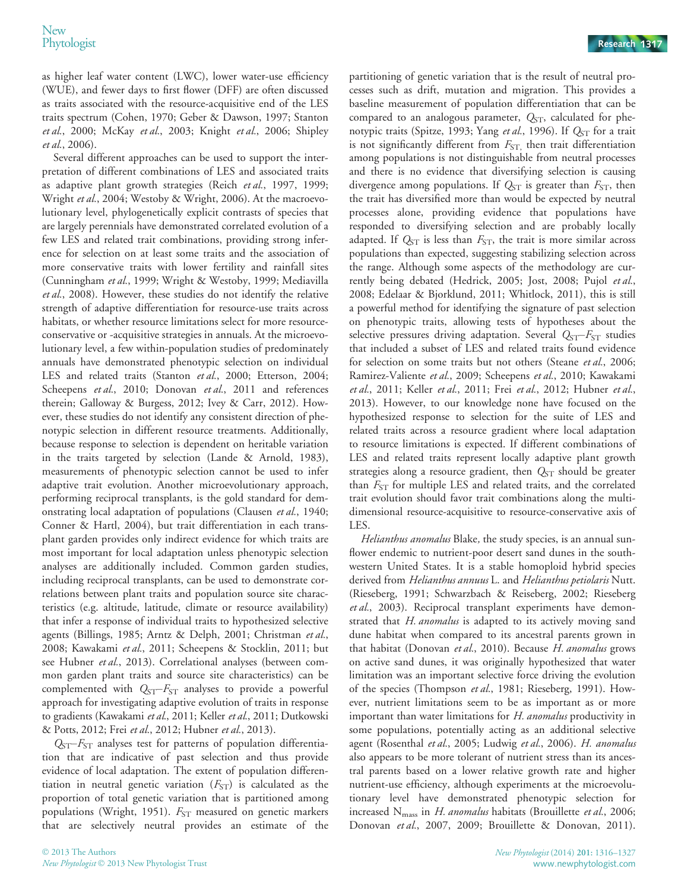as higher leaf water content (LWC), lower water-use efficiency (WUE), and fewer days to first flower (DFF) are often discussed as traits associated with the resource-acquisitive end of the LES traits spectrum (Cohen, 1970; Geber & Dawson, 1997; Stanton *et al.*, 2000; McKay *et al.*, 2003; Knight *et al.*, 2006; Shipley *et al.*, 2006).

Several different approaches can be used to support the interpretation of different combinations of LES and associated traits as adaptive plant growth strategies (Reich *et al.*, 1997, 1999; Wright *et al.*, 2004; Westoby & Wright, 2006). At the macroevolutionary level, phylogenetically explicit contrasts of species that are largely perennials have demonstrated correlated evolution of a few LES and related trait combinations, providing strong inference for selection on at least some traits and the association of more conservative traits with lower fertility and rainfall sites (Cunningham *et al.*, 1999; Wright & Westoby, 1999; Mediavilla *et al.*, 2008). However, these studies do not identify the relative strength of adaptive differentiation for resource-use traits across habitats, or whether resource limitations select for more resource-conservative or -acquisitive strategies in annuals. At the microevolutionary level, a few within-population studies of predominately annuals have demonstrated phenotypic selection on individual LES and related traits (Stanton *et al.*, 2000; Etterson, 2004; Scheepens *et al.*, 2010; Donovan *et al.*, 2011 and references therein; Galloway & Burgess, 2012; Ivey & Carr, 2012). However, these studies do not identify any consistent direction of phenotypic selection in different resource treatments. Additionally, because response to selection is dependent on heritable variation in the traits targeted by selection (Lande & Arnold, 1983), measurements of phenotypic selection cannot be used to infer adaptive trait evolution. Another microevolutionary approach, performing reciprocal transplants, is the gold standard for demonstrating local adaptation of populations (Clausen *et al.*, 1940; Conner & Hartl, 2004), but trait differentiation in each transplant garden provides only indirect evidence for which traits are most important for local adaptation unless phenotypic selection analyses are additionally included. Common garden studies, including reciprocal transplants, can be used to demonstrate correlations between plant traits and population source site characteristics (e.g. altitude, latitude, climate or resource availability) that infer a response of individual traits to hypothesized selective agents (Billings, 1985; Arntz & Delph, 2001; Christman *et al.*, 2008; Kawakami *et al.*, 2011; Scheepens & Stocklin, 2011; but see Hubner *et al.*, 2013). Correlational analyses (between common garden plant traits and source site characteristics) can be complemented with $Q_{ST}$–$F_{ST}$ analyses to provide a powerful approach for investigating adaptive evolution of traits in response to gradients (Kawakami *et al.*, 2011; Keller *et al.*, 2011; Dutkowski & Potts, 2012; Frei *et al.*, 2012; Hubner *et al.*, 2013).

$Q_{ST}$–$F_{ST}$ analyses test for patterns of population differentiation that are indicative of past selection and thus provide evidence of local adaptation. The extent of population differentiation in neutral genetic variation ($F_{ST}$) is calculated as the proportion of total genetic variation that is partitioned among populations (Wright, 1951). $F_{ST}$ measured on genetic markers that are selectively neutral provides an estimate of the partitioning of genetic variation that is the result of neutral processes such as drift, mutation and migration. This provides a baseline measurement of population differentiation that can be compared to an analogous parameter, $Q_{ST}$, calculated for phenotypic traits (Spitze, 1993; Yang *et al.*, 1996). If $Q_{ST}$ for a trait is not significantly different from $F_{ST}$, then trait differentiation among populations is not distinguishable from neutral processes and there is no evidence that diversifying selection is causing divergence among populations. If $Q_{ST}$ is greater than $F_{ST}$, then the trait has diversified more than would be expected by neutral processes alone, providing evidence that populations have responded to diversifying selection and are probably locally adapted. If $Q_{ST}$ is less than $F_{ST}$, the trait is more similar across populations than expected, suggesting stabilizing selection across the range. Although some aspects of the methodology are currently being debated (Hedrick, 2005; Jost, 2008; Pujol *et al.*, 2008; Edelaar & Bjorklund, 2011; Whitlock, 2011), this is still a powerful method for identifying the signature of past selection on phenotypic traits, allowing tests of hypotheses about the selective pressures driving adaptation. Several $Q_{ST}$–$F_{ST}$ studies that included a subset of LES and related traits found evidence for selection on some traits but not others (Steane *et al.*, 2006; Ramirez-Valiente *et al.*, 2009; Scheepens *et al.*, 2010; Kawakami *et al.*, 2011; Keller *et al.*, 2011; Frei *et al.*, 2012; Hubner *et al.*, 2013). However, to our knowledge none have focused on the hypothesized response to selection for the suite of LES and related traits across a resource gradient where local adaptation to resource limitations is expected. If different combinations of LES and related traits represent locally adaptive plant growth strategies along a resource gradient, then $Q_{ST}$ should be greater than $F_{ST}$ for multiple LES and related traits, and the correlated trait evolution should favor trait combinations along the multidimensional resource-acquisitive to resource-conservative axis of LES.

*Helianthus anomalus* Blake, the study species, is an annual sunflower endemic to nutrient-poor desert sand dunes in the southwestern United States. It is a stable homoploid hybrid species derived from *Helianthus annuus* L. and *Helianthus petiolaris* Nutt. (Rieseberg, 1991; Schwarzbach & Reiseberg, 2002; Rieseberg *et al.*, 2003). Reciprocal transplant experiments have demonstrated that *H. anomalus* is adapted to its actively moving sand dune habitat when compared to its ancestral parents grown in that habitat (Donovan *et al.*, 2010). Because *H. anomalus* grows on active sand dunes, it was originally hypothesized that water limitation was an important selective force driving the evolution of the species (Thompson *et al.*, 1981; Rieseberg, 1991). However, nutrient limitations seem to be as important as or more important than water limitations for *H. anomalus* productivity in some populations, potentially acting as an additional selective agent (Rosenthal *et al.*, 2005; Ludwig *et al.*, 2006). *H. anomalus* also appears to be more tolerant of nutrient stress than its ancestral parents based on a lower relative growth rate and higher nutrient-use efficiency, although experiments at the microevolutionary level have demonstrated phenotypic selection for increased $N_{mass}$ in *H. anomalus* habitats (Brouillette *et al.*, 2006; Donovan *et al.*, 2007, 2009; Brouillette & Donovan, 2011).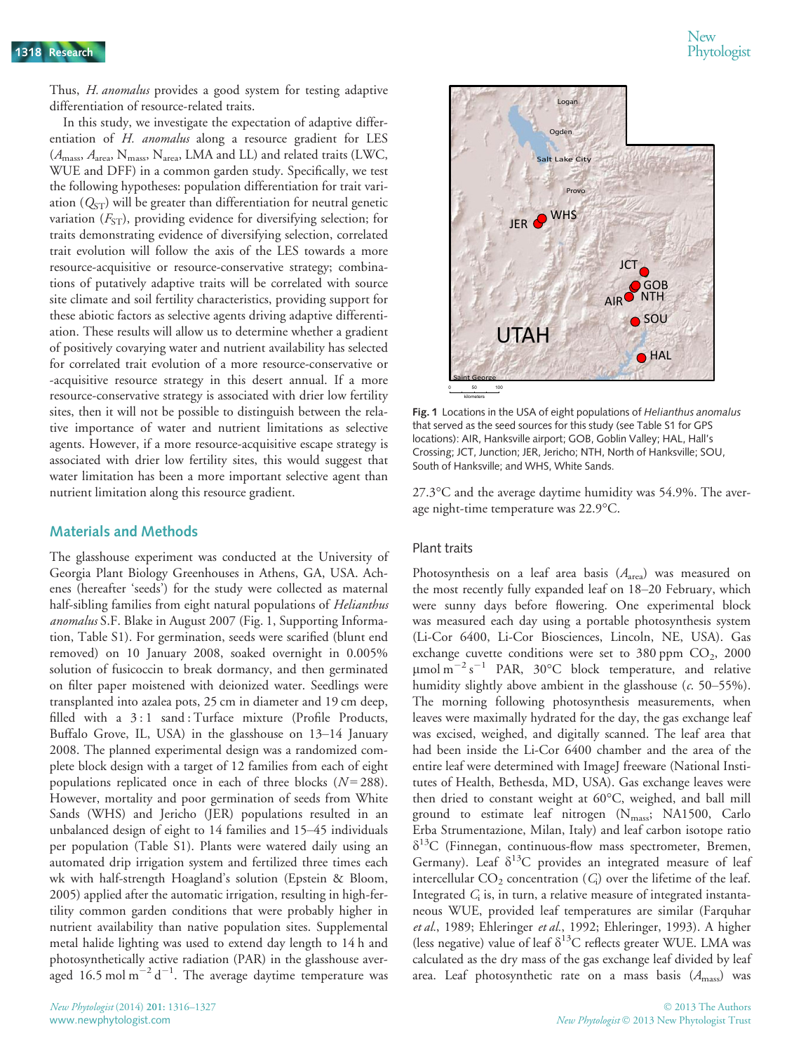Thus, *H. anomalus* provides a good system for testing adaptive differentiation of resource-related traits.

In this study, we investigate the expectation of adaptive differentiation of *H. anomalus* along a resource gradient for LES ($A_{mass}$, $A_{area}$, $N_{mass}$, $N_{area}$, LMA and LL) and related traits (LWC, WUE and DFF) in a common garden study. Specifically, we test the following hypotheses: population differentiation for trait variation ($Q_{ST}$) will be greater than differentiation for neutral genetic variation ($F_{ST}$), providing evidence for diversifying selection; for traits demonstrating evidence of diversifying selection, correlated trait evolution will follow the axis of the LES towards a more resource-acquisitive or resource-conservative strategy; combinations of putatively adaptive traits will be correlated with source site climate and soil fertility characteristics, providing support for these abiotic factors as selective agents driving adaptive differentiation. These results will allow us to determine whether a gradient of positively covarying water and nutrient availability has selected for correlated trait evolution of a more resource-conservative or -acquisitive resource strategy in this desert annual. If a more resource-conservative strategy is associated with drier low fertility sites, then it will not be possible to distinguish between the relative importance of water and nutrient limitations as selective agents. However, if a more resource-acquisitive escape strategy is associated with drier low fertility sites, this would suggest that water limitation has been a more important selective agent than nutrient limitation along this resource gradient.

## Materials and Methods

The glasshouse experiment was conducted at the University of Georgia Plant Biology Greenhouses in Athens, GA, USA. Achenes (hereafter 'seeds') for the study were collected as maternal half-sibling families from eight natural populations of *Helianthus anomalus* S.F. Blake in August 2007 (Fig. 1, Supporting Information, Table S1). For germination, seeds were scarified (blunt end removed) on 10 January 2008, soaked overnight in 0.005% solution of fusicoccin to break dormancy, and then germinated on filter paper moistened with deionized water. Seedlings were transplanted into azalea pots, 25 cm in diameter and 19 cm deep, filled with a 3 : 1 sand : Turface mixture (Profile Products, Buffalo Grove, IL, USA) in the glasshouse on 13–14 January 2008. The planned experimental design was a randomized complete block design with a target of 12 families from each of eight populations replicated once in each of three blocks ($N$ = 288). However, mortality and poor germination of seeds from White Sands (WHS) and Jericho (JER) populations resulted in an unbalanced design of eight to 14 families and 15–45 individuals per population (Table S1). Plants were watered daily using an automated drip irrigation system and fertilized three times each wk with half-strength Hoagland's solution (Epstein & Bloom, 2005) applied after the automatic irrigation, resulting in high-fertility common garden conditions that were probably higher in nutrient availability than native population sites. Supplemental metal halide lighting was used to extend day length to 14 h and photosynthetically active radiation (PAR) in the glasshouse averaged 16.5 mol $m^{-2}$ $d^{-1}$. The average daytime temperature was 27.3°C and the average daytime humidity was 54.9%. The average night-time temperature was 22.9°C.

Logan
Ogden
Salt Lake City
Provo
WHS
JER
JCT
GOB
NTH
AIR
SOU
UTAH
HAL
Saint George
0 50 100
kilometers

**Fig. 1** Locations in the USA of eight populations of *Helianthus anomalus* that served as the seed sources for this study (see Table S1 for GPS locations): AIR, Hanksville airport; GOB, Goblin Valley; HAL, Hall's Crossing; JCT, Junction; JER, Jericho; NTH, North of Hanksville; SOU, South of Hanksville; and WHS, White Sands.

### Plant traits

Photosynthesis on a leaf area basis ($A_{area}$) was measured on the most recently fully expanded leaf on 18–20 February, which were sunny days before flowering. One experimental block was measured each day using a portable photosynthesis system (Li-Cor 6400, Li-Cor Biosciences, Lincoln, NE, USA). Gas exchange cuvette conditions were set to 380 ppm $CO_2$, 2000 μmol $m^{-2}$ $s^{-1}$ PAR, 30°C block temperature, and relative humidity slightly above ambient in the glasshouse (*c.* 50–55%). The morning following photosynthesis measurements, when leaves were maximally hydrated for the day, the gas exchange leaf was excised, weighed, and digitally scanned. The leaf area that had been inside the Li-Cor 6400 chamber and the area of the entire leaf were determined with ImageJ freeware (National Institutes of Health, Bethesda, MD, USA). Gas exchange leaves were then dried to constant weight at 60°C, weighed, and ball mill ground to estimate leaf nitrogen ($N_{mass}$; NA1500, Carlo Erba Strumentazione, Milan, Italy) and leaf carbon isotope ratio $\delta^{13}C$ (Finnegan, continuous-flow mass spectrometer, Bremen, Germany). Leaf $\delta^{13}C$ provides an integrated measure of leaf intercellular $CO_2$ concentration ($C_i$) over the lifetime of the leaf. Integrated $C_i$ is, in turn, a relative measure of integrated instantaneous WUE, provided leaf temperatures are similar (Farquhar *et al.*, 1989; Ehleringer *et al.*, 1992; Ehleringer, 1993). A higher (less negative) value of leaf $\delta^{13}C$ reflects greater WUE. LMA was calculated as the dry mass of the gas exchange leaf divided by leaf area. Leaf photosynthetic rate on a mass basis ($A_{mass}$) was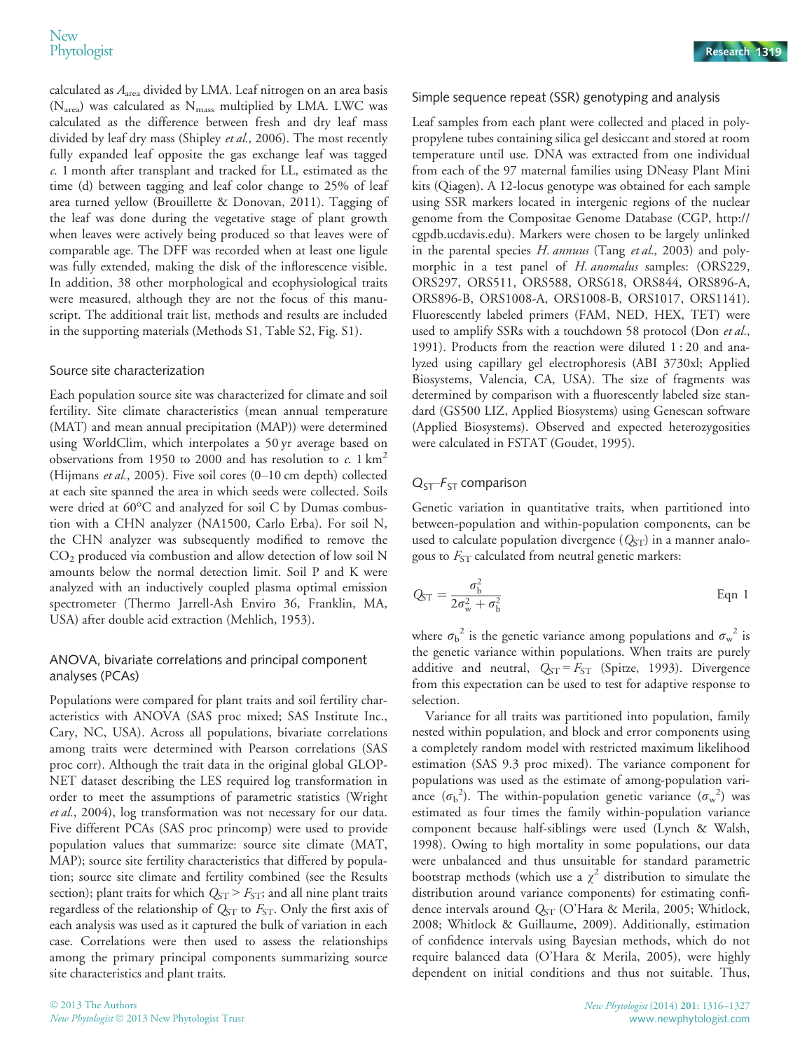calculated as $A_{area}$ divided by LMA. Leaf nitrogen on an area basis ($N_{area}$) was calculated as $N_{mass}$ multiplied by LMA. LWC was calculated as the difference between fresh and dry leaf mass divided by leaf dry mass (Shipley *et al.*, 2006). The most recently fully expanded leaf opposite the gas exchange leaf was tagged *c.* 1 month after transplant and tracked for LL, estimated as the time (d) between tagging and leaf color change to 25% of leaf area turned yellow (Brouillette & Donovan, 2011). Tagging of the leaf was done during the vegetative stage of plant growth when leaves were actively being produced so that leaves were of comparable age. The DFF was recorded when at least one ligule was fully extended, making the disk of the inflorescence visible. In addition, 38 other morphological and ecophysiological traits were measured, although they are not the focus of this manuscript. The additional trait list, methods and results are included in the supporting materials (Methods S1, Table S2, Fig. S1).

## Source site characterization

Each population source site was characterized for climate and soil fertility. Site climate characteristics (mean annual temperature (MAT) and mean annual precipitation (MAP)) were determined using WorldClim, which interpolates a 50 yr average based on observations from 1950 to 2000 and has resolution to *c.* 1 $km^2$ (Hijmans *et al.*, 2005). Five soil cores (0–10 cm depth) collected at each site spanned the area in which seeds were collected. Soils were dried at 60°C and analyzed for soil C by Dumas combustion with a CHN analyzer (NA1500, Carlo Erba). For soil N, the CHN analyzer was subsequently modified to remove the $CO_2$ produced via combustion and allow detection of low soil N amounts below the normal detection limit. Soil P and K were analyzed with an inductively coupled plasma optimal emission spectrometer (Thermo Jarrell-Ash Enviro 36, Franklin, MA, USA) after double acid extraction (Mehlich, 1953).

## ANOVA, bivariate correlations and principal component analyses (PCAs)

Populations were compared for plant traits and soil fertility characteristics with ANOVA (SAS proc mixed; SAS Institute Inc., Cary, NC, USA). Across all populations, bivariate correlations among traits were determined with Pearson correlations (SAS proc corr). Although the trait data in the original global GLOPNET dataset describing the LES required log transformation in order to meet the assumptions of parametric statistics (Wright *et al.*, 2004), log transformation was not necessary for our data. Five different PCAs (SAS proc princomp) were used to provide population values that summarize: source site climate (MAT, MAP); source site fertility characteristics that differed by population; source site climate and fertility combined (see the Results section); plant traits for which $Q_{ST} > F_{ST}$; and all nine plant traits regardless of the relationship of $Q_{ST}$ to $F_{ST}$. Only the first axis of each analysis was used as it captured the bulk of variation in each case. Correlations were then used to assess the relationships among the primary principal components summarizing source site characteristics and plant traits.

## Simple sequence repeat (SSR) genotyping and analysis

Leaf samples from each plant were collected and placed in polypropylene tubes containing silica gel desiccant and stored at room temperature until use. DNA was extracted from one individual from each of the 97 maternal families using DNeasy Plant Mini kits (Qiagen). A 12-locus genotype was obtained for each sample using SSR markers located in intergenic regions of the nuclear genome from the Compositae Genome Database (CGP, http://cgpdb.ucdavis.edu). Markers were chosen to be largely unlinked in the parental species *H. annuus* (Tang *et al.*, 2003) and polymorphic in a test panel of *H. anomalus* samples: (ORS229, ORS297, ORS511, ORS588, ORS618, ORS844, ORS896-A, ORS896-B, ORS1008-A, ORS1008-B, ORS1017, ORS1141). Fluorescently labeled primers (FAM, NED, HEX, TET) were used to amplify SSRs with a touchdown 58 protocol (Don *et al.*, 1991). Products from the reaction were diluted 1 : 20 and analyzed using capillary gel electrophoresis (ABI 3730xl; Applied Biosystems, Valencia, CA, USA). The size of fragments was determined by comparison with a fluorescently labeled size standard (GS500 LIZ, Applied Biosystems) using Genescan software (Applied Biosystems). Observed and expected heterozygosities were calculated in FSTAT (Goudet, 1995).

## $Q_{ST}$–$F_{ST}$ comparison

Genetic variation in quantitative traits, when partitioned into between-population and within-population components, can be used to calculate population divergence ($Q_{ST}$) in a manner analogous to $F_{ST}$ calculated from neutral genetic markers:

$$Q_{ST} = \frac{\sigma_b^2}{2\sigma_w^2 + \sigma_b^2} \qquad \text{Eqn 1}$$

where $\sigma_b{}^2$ is the genetic variance among populations and $\sigma_w{}^2$ is the genetic variance within populations. When traits are purely additive and neutral, $Q_{ST} = F_{ST}$ (Spitze, 1993). Divergence from this expectation can be used to test for adaptive response to selection.

Variance for all traits was partitioned into population, family nested within population, and block and error components using a completely random model with restricted maximum likelihood estimation (SAS 9.3 proc mixed). The variance component for populations was used as the estimate of among-population variance ($\sigma_b{}^2$). The within-population genetic variance ($\sigma_w{}^2$) was estimated as four times the family within-population variance component because half-siblings were used (Lynch & Walsh, 1998). Owing to high mortality in some populations, our data were unbalanced and thus unsuitable for standard parametric bootstrap methods (which use a $\chi^2$ distribution to simulate the distribution around variance components) for estimating confidence intervals around $Q_{ST}$ (O'Hara & Merila, 2005; Whitlock, 2008; Whitlock & Guillaume, 2009). Additionally, estimation of confidence intervals using Bayesian methods, which do not require balanced data (O'Hara & Merila, 2005), were highly dependent on initial conditions and thus not suitable. Thus,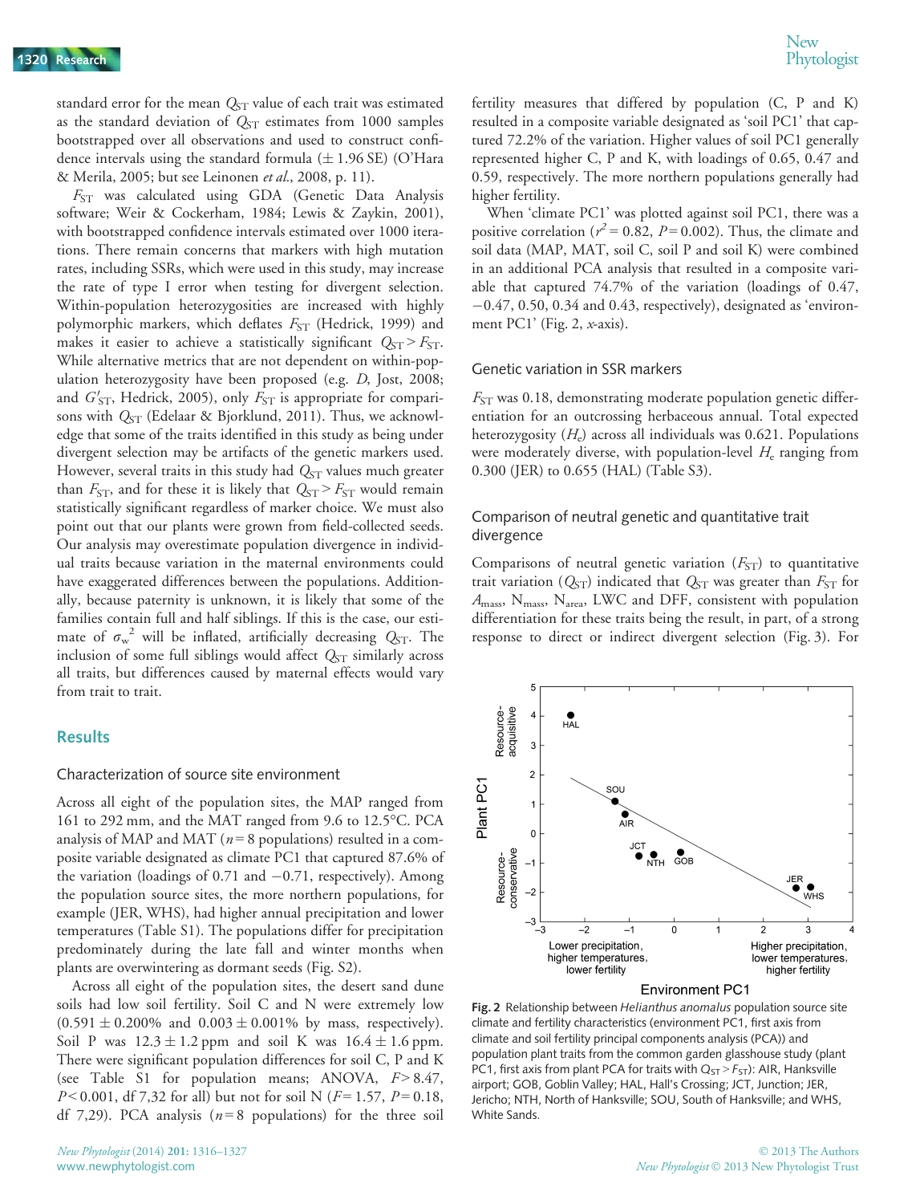standard error for the mean $Q_{ST}$ value of each trait was estimated as the standard deviation of $Q_{ST}$ estimates from 1000 samples bootstrapped over all observations and used to construct confidence intervals using the standard formula ($\pm$ 1.96 SE) (O'Hara & Merila, 2005; but see Leinonen *et al.*, 2008, p. 11).

$F_{ST}$ was calculated using GDA (Genetic Data Analysis software; Weir & Cockerham, 1984; Lewis & Zaykin, 2001), with bootstrapped confidence intervals estimated over 1000 iterations. There remain concerns that markers with high mutation rates, including SSRs, which were used in this study, may increase the rate of type I error when testing for divergent selection. Within-population heterozygosities are increased with highly polymorphic markers, which deflates $F_{ST}$ (Hedrick, 1999) and makes it easier to achieve a statistically significant $Q_{ST} > F_{ST}$. While alternative metrics that are not dependent on within-population heterozygosity have been proposed (e.g. *D*, Jost, 2008; and $G'_{ST}$, Hedrick, 2005), only $F_{ST}$ is appropriate for comparisons with $Q_{ST}$ (Edelaar & Bjorklund, 2011). Thus, we acknowledge that some of the traits identified in this study as being under divergent selection may be artifacts of the genetic markers used. However, several traits in this study had $Q_{ST}$ values much greater than $F_{ST}$, and for these it is likely that $Q_{ST} > F_{ST}$ would remain statistically significant regardless of marker choice. We must also point out that our plants were grown from field-collected seeds. Our analysis may overestimate population divergence in individual traits because variation in the maternal environments could have exaggerated differences between the populations. Additionally, because paternity is unknown, it is likely that some of the families contain full and half siblings. If this is the case, our estimate of $\sigma_w^2$ will be inflated, artificially decreasing $Q_{ST}$. The inclusion of some full siblings would affect $Q_{ST}$ similarly across all traits, but differences caused by maternal effects would vary from trait to trait.

## Results

### Characterization of source site environment

Across all eight of the population sites, the MAP ranged from 161 to 292 mm, and the MAT ranged from 9.6 to 12.5°C. PCA analysis of MAP and MAT ($n = 8$ populations) resulted in a composite variable designated as climate PC1 that captured 87.6% of the variation (loadings of 0.71 and −0.71, respectively). Among the population source sites, the more northern populations, for example (JER, WHS), had higher annual precipitation and lower temperatures (Table S1). The populations differ for precipitation predominately during the late fall and winter months when plants are overwintering as dormant seeds (Fig. S2).

Across all eight of the population sites, the desert sand dune soils had low soil fertility. Soil C and N were extremely low ($0.591 \pm 0.200\%$ and $0.003 \pm 0.001\%$ by mass, respectively). Soil P was $12.3 \pm 1.2$ ppm and soil K was $16.4 \pm 1.6$ ppm. There were significant population differences for soil C, P and K (see Table S1 for population means; ANOVA, $F > 8.47$, $P < 0.001$, df 7,32 for all) but not for soil N ($F = 1.57$, $P = 0.18$, df 7,29). PCA analysis ($n = 8$ populations) for the three soil fertility measures that differed by population (C, P and K) resulted in a composite variable designated as 'soil PC1' that captured 72.2% of the variation. Higher values of soil PC1 generally represented higher C, P and K, with loadings of 0.65, 0.47 and 0.59, respectively. The more northern populations generally had higher fertility.

When 'climate PC1' was plotted against soil PC1, there was a positive correlation ($r^2 = 0.82$, $P = 0.002$). Thus, the climate and soil data (MAP, MAT, soil C, soil P and soil K) were combined in an additional PCA analysis that resulted in a composite variable that captured 74.7% of the variation (loadings of 0.47, −0.47, 0.50, 0.34 and 0.43, respectively), designated as 'environment PC1' (Fig. 2, *x*-axis).

### Genetic variation in SSR markers

$F_{ST}$ was 0.18, demonstrating moderate population genetic differentiation for an outcrossing herbaceous annual. Total expected heterozygosity ($H_e$) across all individuals was 0.621. Populations were moderately diverse, with population-level $H_e$ ranging from 0.300 (JER) to 0.655 (HAL) (Table S3).

### Comparison of neutral genetic and quantitative trait divergence

Comparisons of neutral genetic variation ($F_{ST}$) to quantitative trait variation ($Q_{ST}$) indicated that $Q_{ST}$ was greater than $F_{ST}$ for $A_{mass}$, $N_{mass}$, $N_{area}$, LWC and DFF, consistent with population differentiation for these traits being the result, in part, of a strong response to direct or indirect divergent selection (Fig. 3). For

Plant PC1
Resource-acquisitive
Resource-conservative
HAL
SOU
AIR
JCT
NTH
GOB
JER
WHS
5
4
3
2
1
0
−1
−2
−3
−3 −2 −1 0 1 2 3 4
Lower precipitation, higher temperatures, lower fertility
Higher precipitation, lower temperatures, higher fertility
Environment PC1

**Fig. 2** Relationship between *Helianthus anomalus* population source site climate and fertility characteristics (environment PC1, first axis from climate and soil fertility principal components analysis (PCA)) and population plant traits from the common garden glasshouse study (plant PC1, first axis from plant PCA for traits with $Q_{ST} > F_{ST}$): AIR, Hanksville airport; GOB, Goblin Valley; HAL, Hall's Crossing; JCT, Junction; JER, Jericho; NTH, North of Hanksville; SOU, South of Hanksville; and WHS, White Sands.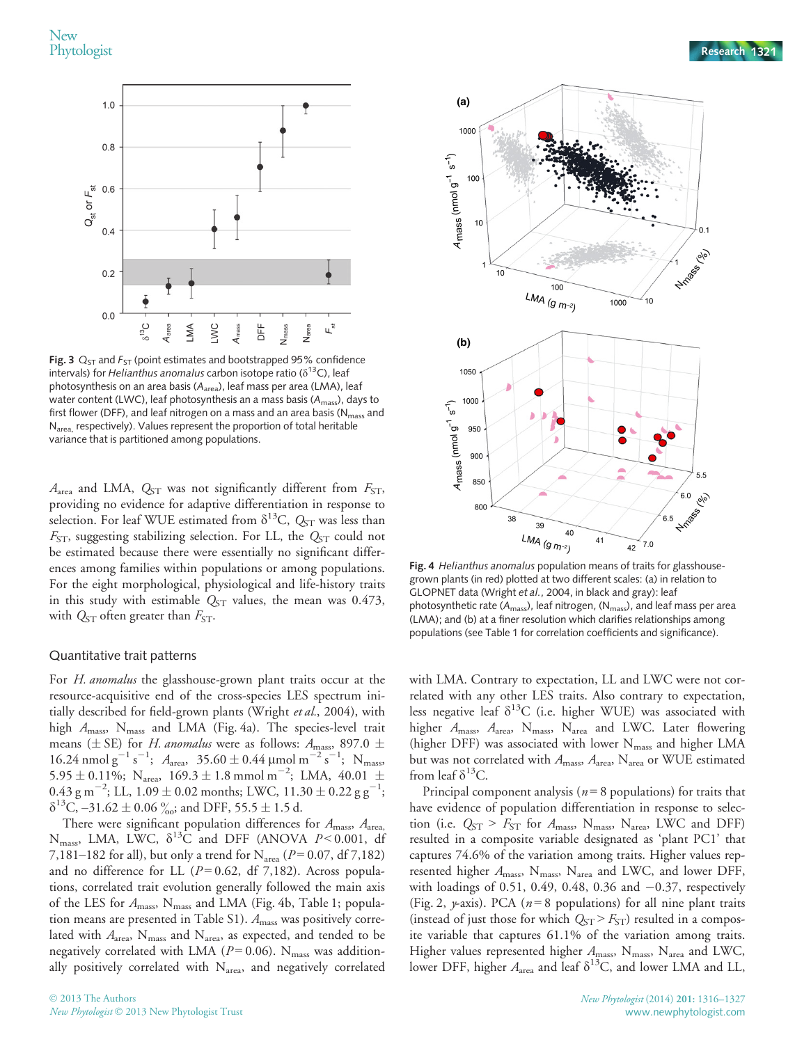1.0

0.8

0.6

0.4

0.2

0.0

$Q_{st}$ or $F_{st}$

$\delta^{13}$C, $A_{area}$, LMA, LWC, $A_{mass}$, DFF, $N_{mass}$, $N_{area}$, $F_{st}$

**Fig. 3** $Q_{ST}$ and $F_{ST}$ (point estimates and bootstrapped 95% confidence intervals) for *Helianthus anomalus* carbon isotope ratio ($\delta^{13}$C), leaf photosynthesis on an area basis ($A_{area}$), leaf mass per area (LMA), leaf water content (LWC), leaf photosynthesis an a mass basis ($A_{mass}$), days to first flower (DFF), and leaf nitrogen on a mass and an area basis ($N_{mass}$ and $N_{area}$, respectively). Values represent the proportion of total heritable variance that is partitioned among populations.

(a)

1000

100

10

1

$A_{mass}$ (nmol g$^{-1}$ s$^{-1}$)

10

100

1000

LMA (g m$^{-2}$)

0.1

1

10

$N_{mass}$ (%)

(b)

1050

1000

950

900

850

800

$A_{mass}$ (nmol g$^{-1}$ s$^{-1}$)

38

39

40

41

42

LMA (g m$^{-2}$)

5.5

6.0

6.5

7.0

$N_{mass}$ (%)

**Fig. 4** *Helianthus anomalus* population means of traits for glasshouse-grown plants (in red) plotted at two different scales: (a) in relation to GLOPNET data (Wright *et al.*, 2004, in black and gray): leaf photosynthetic rate ($A_{mass}$), leaf nitrogen, ($N_{mass}$), and leaf mass per area (LMA); and (b) at a finer resolution which clarifies relationships among populations (see Table 1 for correlation coefficients and significance).

$A_{area}$ and LMA, $Q_{ST}$ was not significantly different from $F_{ST}$, providing no evidence for adaptive differentiation in response to selection. For leaf WUE estimated from $\delta^{13}$C, $Q_{ST}$ was less than $F_{ST}$, suggesting stabilizing selection. For LL, the $Q_{ST}$ could not be estimated because there were essentially no significant differences among families within populations or among populations. For the eight morphological, physiological and life-history traits in this study with estimable $Q_{ST}$ values, the mean was 0.473, with $Q_{ST}$ often greater than $F_{ST}$.

### Quantitative trait patterns

For *H. anomalus* the glasshouse-grown plant traits occur at the resource-acquisitive end of the cross-species LES spectrum initially described for field-grown plants (Wright *et al.*, 2004), with high $A_{mass}$, $N_{mass}$ and LMA (Fig. 4a). The species-level trait means ($\pm$ SE) for *H. anomalus* were as follows: $A_{mass}$, 897.0 $\pm$ 16.24 nmol g$^{-1}$ s$^{-1}$; $A_{area}$, 35.60 $\pm$ 0.44 µmol m$^{-2}$ s$^{-1}$; $N_{mass}$, 5.95 $\pm$ 0.11%; $N_{area}$, 169.3 $\pm$ 1.8 mmol m$^{-2}$; LMA, 40.01 $\pm$ 0.43 g m$^{-2}$; LL, 1.09 $\pm$ 0.02 months; LWC, 11.30 $\pm$ 0.22 g g$^{-1}$; $\delta^{13}$C, –31.62 $\pm$ 0.06 ‰; and DFF, 55.5 $\pm$ 1.5 d.

There were significant population differences for $A_{mass}$, $A_{area}$, $N_{mass}$, LMA, LWC, $\delta^{13}$C and DFF (ANOVA $P < 0.001$, df 7,181–182 for all), but only a trend for $N_{area}$ ($P = 0.07$, df 7,182) and no difference for LL ($P = 0.62$, df 7,182). Across populations, correlated trait evolution generally followed the main axis of the LES for $A_{mass}$, $N_{mass}$ and LMA (Fig. 4b, Table 1; population means are presented in Table S1). $A_{mass}$ was positively correlated with $A_{area}$, $N_{mass}$ and $N_{area}$, as expected, and tended to be negatively correlated with LMA ($P = 0.06$). $N_{mass}$ was additionally positively correlated with $N_{area}$, and negatively correlated with LMA. Contrary to expectation, LL and LWC were not correlated with any other LES traits. Also contrary to expectation, less negative leaf $\delta^{13}$C (i.e. higher WUE) was associated with higher $A_{mass}$, $A_{area}$, $N_{mass}$, $N_{area}$ and LWC. Later flowering (higher DFF) was associated with lower $N_{mass}$ and higher LMA but was not correlated with $A_{mass}$, $A_{area}$, $N_{area}$ or WUE estimated from leaf $\delta^{13}$C.

Principal component analysis ($n = 8$ populations) for traits that have evidence of population differentiation in response to selection (i.e. $Q_{ST}$ > $F_{ST}$ for $A_{mass}$, $N_{mass}$, $N_{area}$, LWC and DFF) resulted in a composite variable designated as 'plant PC1' that captures 74.6% of the variation among traits. Higher values represented higher $A_{mass}$, $N_{mass}$, $N_{area}$ and LWC, and lower DFF, with loadings of 0.51, 0.49, 0.48, 0.36 and −0.37, respectively (Fig. 2, *y*-axis). PCA ($n = 8$ populations) for all nine plant traits (instead of just those for which $Q_{ST} > F_{ST}$) resulted in a composite variable that captures 61.1% of the variation among traits. Higher values represented higher $A_{mass}$, $N_{mass}$, $N_{area}$ and LWC, lower DFF, higher $A_{area}$ and leaf $\delta^{13}$C, and lower LMA and LL,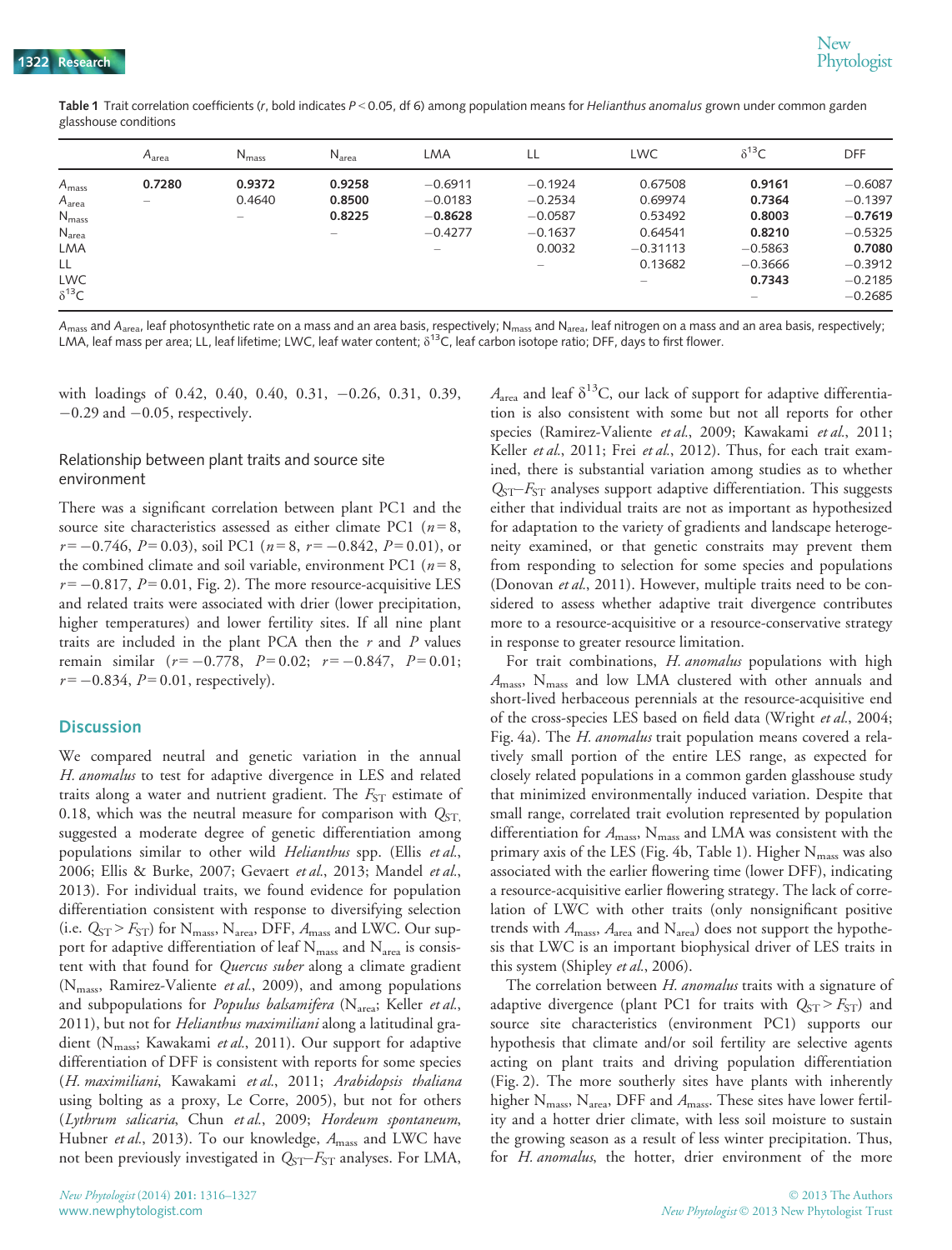**Table 1** Trait correlation coefficients (*r*, bold indicates $P < 0.05$, df 6) among population means for *Helianthus anomalus* grown under common garden glasshouse conditions

| | $A_{area}$ | $N_{mass}$ | $N_{area}$ | LMA | LL | LWC | $\delta^{13}C$ | DFF |
|---|---|---|---|---|---|---|---|---|
| $A_{mass}$ | **0.7280** | **0.9372** | **0.9258** | −0.6911 | −0.1924 | 0.67508 | **0.9161** | −0.6087 |
| $A_{area}$ | – | 0.4640 | **0.8500** | −0.0183 | −0.2534 | 0.69974 | **0.7364** | −0.1397 |
| $N_{mass}$ | | – | **0.8225** | **−0.8628** | −0.0587 | 0.53492 | **0.8003** | **−0.7619** |
| $N_{area}$ | | | – | −0.4277 | −0.1637 | 0.64541 | **0.8210** | −0.5325 |
| LMA | | | | – | 0.0032 | −0.31113 | −0.5863 | **0.7080** |
| LL | | | | | – | 0.13682 | −0.3666 | −0.3912 |
| LWC | | | | | | – | **0.7343** | −0.2185 |
| $\delta^{13}C$ | | | | | | | – | −0.2685 |

$A_{mass}$ and $A_{area}$, leaf photosynthetic rate on a mass and an area basis, respectively; $N_{mass}$ and $N_{area}$, leaf nitrogen on a mass and an area basis, respectively; LMA, leaf mass per area; LL, leaf lifetime; LWC, leaf water content; $\delta^{13}C$, leaf carbon isotope ratio; DFF, days to first flower.

with loadings of 0.42, 0.40, 0.40, 0.31, −0.26, 0.31, 0.39, −0.29 and −0.05, respectively.

### Relationship between plant traits and source site environment

There was a significant correlation between plant PC1 and the source site characteristics assessed as either climate PC1 ($n = 8$, $r = -0.746$, $P = 0.03$), soil PC1 ($n = 8$, $r = -0.842$, $P = 0.01$), or the combined climate and soil variable, environment PC1 ($n = 8$, $r = -0.817$, $P = 0.01$, Fig. 2). The more resource-acquisitive LES and related traits were associated with drier (lower precipitation, higher temperatures) and lower fertility sites. If all nine plant traits are included in the plant PCA then the *r* and *P* values remain similar ($r = -0.778$, $P = 0.02$; $r = -0.847$, $P = 0.01$; $r = -0.834$, $P = 0.01$, respectively).

## Discussion

We compared neutral and genetic variation in the annual *H. anomalus* to test for adaptive divergence in LES and related traits along a water and nutrient gradient. The $F_{ST}$ estimate of 0.18, which was the neutral measure for comparison with $Q_{ST}$, suggested a moderate degree of genetic differentiation among populations similar to other wild *Helianthus* spp. (Ellis *et al.*, 2006; Ellis & Burke, 2007; Gevaert *et al.*, 2013; Mandel *et al.*, 2013). For individual traits, we found evidence for population differentiation consistent with response to diversifying selection (i.e. $Q_{ST} > F_{ST}$) for $N_{mass}$, $N_{area}$, DFF, $A_{mass}$ and LWC. Our support for adaptive differentiation of leaf $N_{mass}$ and $N_{area}$ is consistent with that found for *Quercus suber* along a climate gradient ($N_{mass}$, Ramirez-Valiente *et al.*, 2009), and among populations and subpopulations for *Populus balsamifera* ($N_{area}$; Keller *et al.*, 2011), but not for *Helianthus maximiliani* along a latitudinal gradient ($N_{mass}$; Kawakami *et al.*, 2011). Our support for adaptive differentiation of DFF is consistent with reports for some species (*H. maximiliani*, Kawakami *et al.*, 2011; *Arabidopsis thaliana* using bolting as a proxy, Le Corre, 2005), but not for others (*Lythrum salicaria*, Chun *et al.*, 2009; *Hordeum spontaneum*, Hubner *et al.*, 2013). To our knowledge, $A_{mass}$ and LWC have not been previously investigated in $Q_{ST}$–$F_{ST}$ analyses. For LMA, $A_{area}$ and leaf $\delta^{13}C$, our lack of support for adaptive differentiation is also consistent with some but not all reports for other species (Ramirez-Valiente *et al.*, 2009; Kawakami *et al.*, 2011; Keller *et al.*, 2011; Frei *et al.*, 2012). Thus, for each trait examined, there is substantial variation among studies as to whether $Q_{ST}$–$F_{ST}$ analyses support adaptive differentiation. This suggests either that individual traits are not as important as hypothesized for adaptation to the variety of gradients and landscape heterogeneity examined, or that genetic constraints may prevent them from responding to selection for some species and populations (Donovan *et al.*, 2011). However, multiple traits need to be considered to assess whether adaptive trait divergence contributes more to a resource-acquisitive or a resource-conservative strategy in response to greater resource limitation.

For trait combinations, *H. anomalus* populations with high $A_{mass}$, $N_{mass}$ and low LMA clustered with other annuals and short-lived herbaceous perennials at the resource-acquisitive end of the cross-species LES based on field data (Wright *et al.*, 2004; Fig. 4a). The *H. anomalus* trait population means covered a relatively small portion of the entire LES range, as expected for closely related populations in a common garden glasshouse study that minimized environmentally induced variation. Despite that small range, correlated trait evolution represented by population differentiation for $A_{mass}$, $N_{mass}$ and LMA was consistent with the primary axis of the LES (Fig. 4b, Table 1). Higher $N_{mass}$ was also associated with the earlier flowering time (lower DFF), indicating a resource-acquisitive earlier flowering strategy. The lack of correlation of LWC with other traits (only nonsignificant positive trends with $A_{mass}$, $A_{area}$ and $N_{area}$) does not support the hypothesis that LWC is an important biophysical driver of LES traits in this system (Shipley *et al.*, 2006).

The correlation between *H. anomalus* traits with a signature of adaptive divergence (plant PC1 for traits with $Q_{ST} > F_{ST}$) and source site characteristics (environment PC1) supports our hypothesis that climate and/or soil fertility are selective agents acting on plant traits and driving population differentiation (Fig. 2). The more southerly sites have plants with inherently higher $N_{mass}$, $N_{area}$, DFF and $A_{mass}$. These sites have lower fertility and a hotter drier climate, with less soil moisture to sustain the growing season as a result of less winter precipitation. Thus, for *H. anomalus*, the hotter, drier environment of the more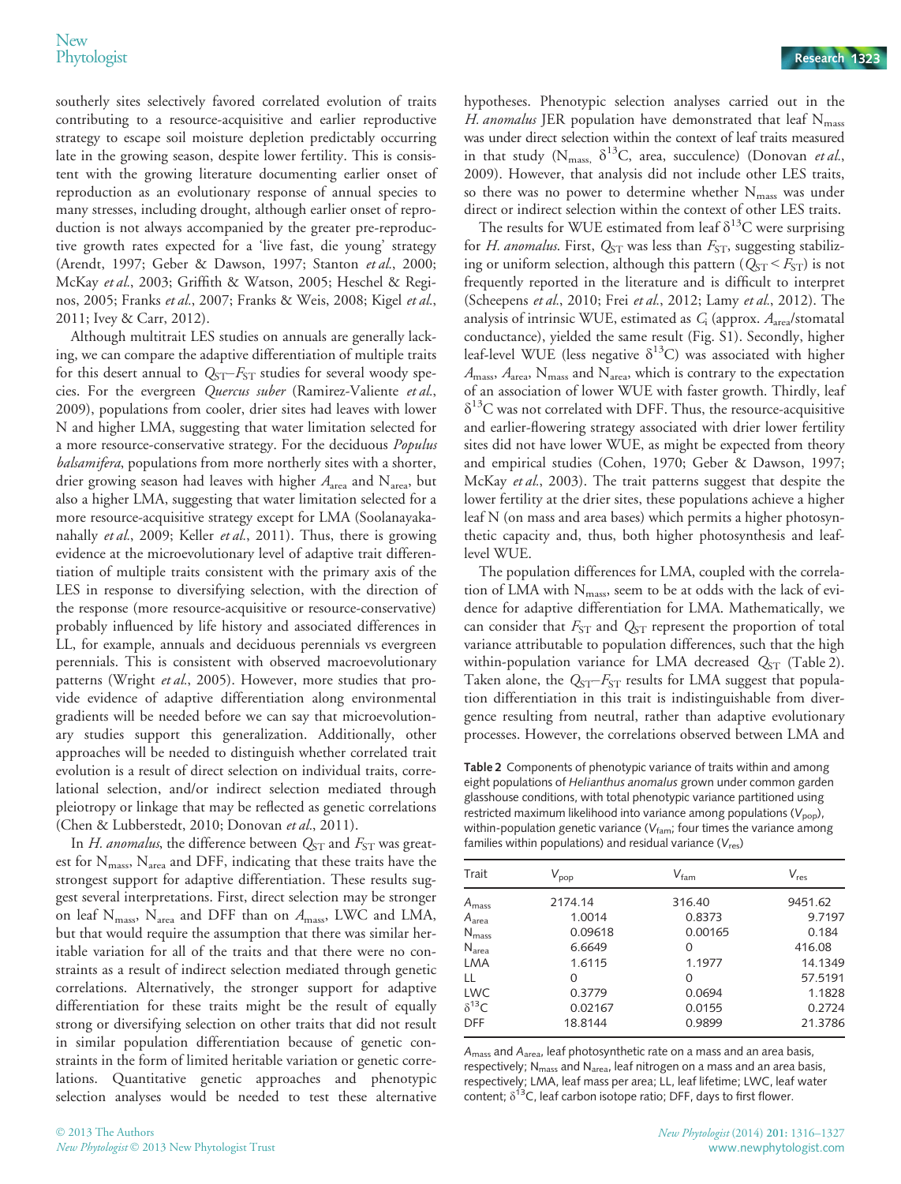southerly sites selectively favored correlated evolution of traits contributing to a resource-acquisitive and earlier reproductive strategy to escape soil moisture depletion predictably occurring late in the growing season, despite lower fertility. This is consistent with the growing literature documenting earlier onset of reproduction as an evolutionary response of annual species to many stresses, including drought, although earlier onset of reproduction is not always accompanied by the greater pre-reproductive growth rates expected for a 'live fast, die young' strategy (Arendt, 1997; Geber & Dawson, 1997; Stanton *et al.*, 2000; McKay *et al.*, 2003; Griffith & Watson, 2005; Heschel & Reginos, 2005; Franks *et al.*, 2007; Franks & Weis, 2008; Kigel *et al.*, 2011; Ivey & Carr, 2012).

Although multitrait LES studies on annuals are generally lacking, we can compare the adaptive differentiation of multiple traits for this desert annual to $Q_{ST}$–$F_{ST}$ studies for several woody species. For the evergreen *Quercus suber* (Ramirez-Valiente *et al.*, 2009), populations from cooler, drier sites had leaves with lower N and higher LMA, suggesting that water limitation selected for a more resource-conservative strategy. For the deciduous *Populus balsamifera*, populations from more northerly sites with a shorter, drier growing season had leaves with higher $A_{area}$ and $N_{area}$, but also a higher LMA, suggesting that water limitation selected for a more resource-acquisitive strategy except for LMA (Soolanayakanahally *et al.*, 2009; Keller *et al.*, 2011). Thus, there is growing evidence at the microevolutionary level of adaptive trait differentiation of multiple traits consistent with the primary axis of the LES in response to diversifying selection, with the direction of the response (more resource-acquisitive or resource-conservative) probably influenced by life history and associated differences in LL, for example, annuals and deciduous perennials vs evergreen perennials. This is consistent with observed macroevolutionary patterns (Wright *et al.*, 2005). However, more studies that provide evidence of adaptive differentiation along environmental gradients will be needed before we can say that microevolutionary studies support this generalization. Additionally, other approaches will be needed to distinguish whether correlated trait evolution is a result of direct selection on individual traits, correlational selection, and/or indirect selection mediated through pleiotropy or linkage that may be reflected as genetic correlations (Chen & Lubberstedt, 2010; Donovan *et al.*, 2011).

In *H. anomalus*, the difference between $Q_{ST}$ and $F_{ST}$ was greatest for $N_{mass}$, $N_{area}$ and DFF, indicating that these traits have the strongest support for adaptive differentiation. These results suggest several interpretations. First, direct selection may be stronger on leaf $N_{mass}$, $N_{area}$ and DFF than on $A_{mass}$, LWC and LMA, but that would require the assumption that there was similar heritable variation for all of the traits and that there were no constraints as a result of indirect selection mediated through genetic correlations. Alternatively, the stronger support for adaptive differentiation for these traits might be the result of equally strong or diversifying selection on other traits that did not result in similar population differentiation because of genetic constraints in the form of limited heritable variation or genetic correlations. Quantitative genetic approaches and phenotypic selection analyses would be needed to test these alternative hypotheses. Phenotypic selection analyses carried out in the *H. anomalus* JER population have demonstrated that leaf $N_{mass}$ was under direct selection within the context of leaf traits measured in that study ($N_{mass}$, $\delta^{13}$C, area, succulence) (Donovan *et al.*, 2009). However, that analysis did not include other LES traits, so there was no power to determine whether $N_{mass}$ was under direct or indirect selection within the context of other LES traits.

The results for WUE estimated from leaf $\delta^{13}$C were surprising for *H. anomalus*. First, $Q_{ST}$ was less than $F_{ST}$, suggesting stabilizing or uniform selection, although this pattern ($Q_{ST} < F_{ST}$) is not frequently reported in the literature and is difficult to interpret (Scheepens *et al.*, 2010; Frei *et al.*, 2012; Lamy *et al.*, 2012). The analysis of intrinsic WUE, estimated as $C_i$ (approx. $A_{area}$/stomatal conductance), yielded the same result (Fig. S1). Secondly, higher leaf-level WUE (less negative $\delta^{13}$C) was associated with higher $A_{mass}$, $A_{area}$, $N_{mass}$ and $N_{area}$, which is contrary to the expectation of an association of lower WUE with faster growth. Thirdly, leaf $\delta^{13}$C was not correlated with DFF. Thus, the resource-acquisitive and earlier-flowering strategy associated with drier lower fertility sites did not have lower WUE, as might be expected from theory and empirical studies (Cohen, 1970; Geber & Dawson, 1997; McKay *et al.*, 2003). The trait patterns suggest that despite the lower fertility at the drier sites, these populations achieve a higher leaf N (on mass and area bases) which permits a higher photosynthetic capacity and, thus, both higher photosynthesis and leaf-level WUE.

The population differences for LMA, coupled with the correlation of LMA with $N_{mass}$, seem to be at odds with the lack of evidence for adaptive differentiation for LMA. Mathematically, we can consider that $F_{ST}$ and $Q_{ST}$ represent the proportion of total variance attributable to population differences, such that the high within-population variance for LMA decreased $Q_{ST}$ (Table 2). Taken alone, the $Q_{ST}$–$F_{ST}$ results for LMA suggest that population differentiation in this trait is indistinguishable from divergence resulting from neutral, rather than adaptive evolutionary processes. However, the correlations observed between LMA and

**Table 2** Components of phenotypic variance of traits within and among eight populations of *Helianthus anomalus* grown under common garden glasshouse conditions, with total phenotypic variance partitioned using restricted maximum likelihood into variance among populations ($V_{pop}$), within-population genetic variance ($V_{fam}$; four times the variance among families within populations) and residual variance ($V_{res}$)

| Trait | $V_{pop}$ | $V_{fam}$ | $V_{res}$ |
|---|---|---|---|
| $A_{mass}$ | 2174.14 | 316.40 | 9451.62 |
| $A_{area}$ | 1.0014 | 0.8373 | 9.7197 |
| $N_{mass}$ | 0.09618 | 0.00165 | 0.184 |
| $N_{area}$ | 6.6649 | 0 | 416.08 |
| LMA | 1.6115 | 1.1977 | 14.1349 |
| LL | 0 | 0 | 57.5191 |
| LWC | 0.3779 | 0.0694 | 1.1828 |
| $\delta^{13}$C | 0.02167 | 0.0155 | 0.2724 |
| DFF | 18.8144 | 0.9899 | 21.3786 |

$A_{mass}$ and $A_{area}$, leaf photosynthetic rate on a mass and an area basis, respectively; $N_{mass}$ and $N_{area}$, leaf nitrogen on a mass and an area basis, respectively; LMA, leaf mass per area; LL, leaf lifetime; LWC, leaf water content; $\delta^{13}$C, leaf carbon isotope ratio; DFF, days to first flower.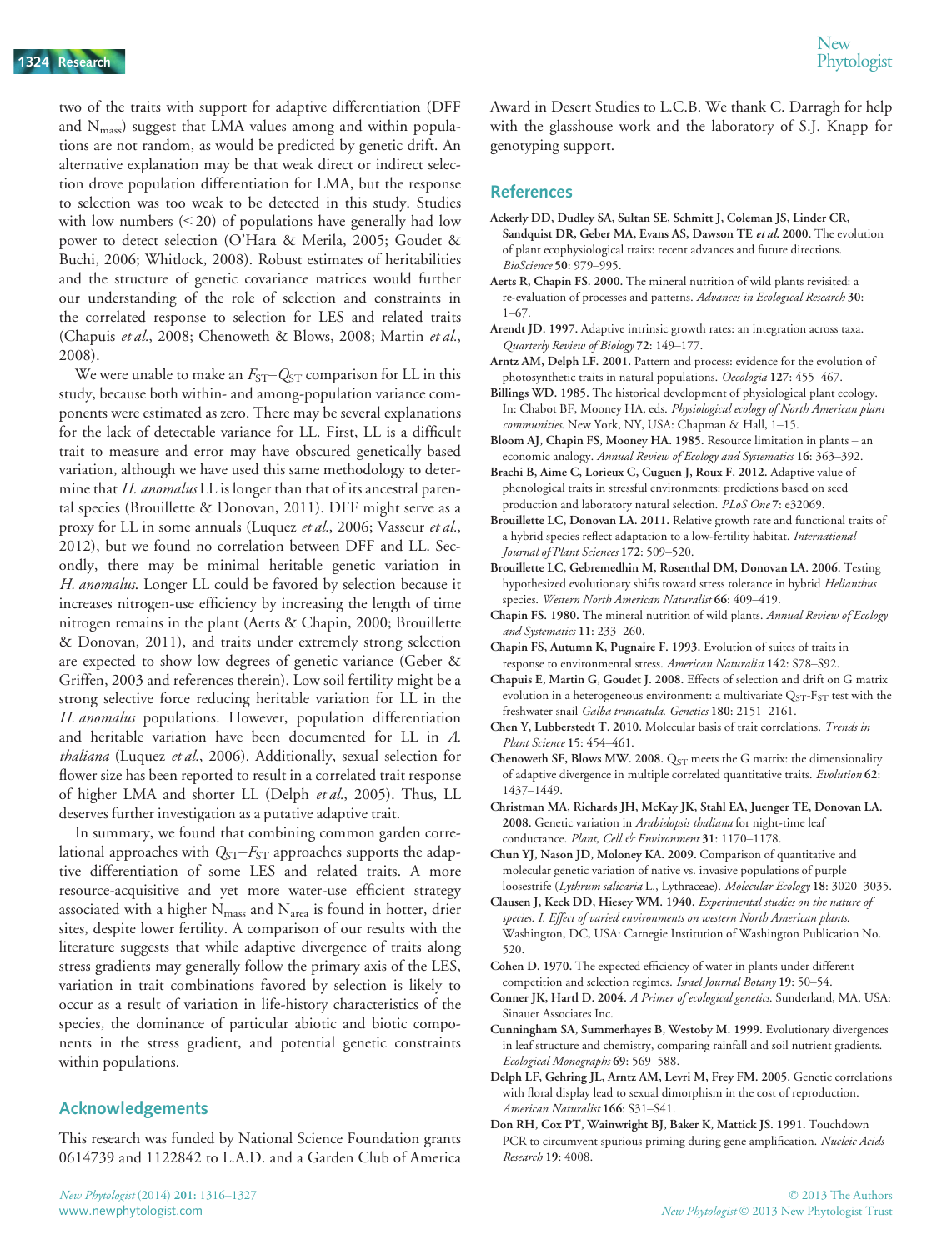two of the traits with support for adaptive differentiation (DFF and $N_{mass}$) suggest that LMA values among and within populations are not random, as would be predicted by genetic drift. An alternative explanation may be that weak direct or indirect selection drove population differentiation for LMA, but the response to selection was too weak to be detected in this study. Studies with low numbers (< 20) of populations have generally had low power to detect selection (O'Hara & Merila, 2005; Goudet & Buchi, 2006; Whitlock, 2008). Robust estimates of heritabilities and the structure of genetic covariance matrices would further our understanding of the role of selection and constraints in the correlated response to selection for LES and related traits (Chapuis *et al.*, 2008; Chenoweth & Blows, 2008; Martin *et al.*, 2008).

We were unable to make an $F_{ST}$–$Q_{ST}$ comparison for LL in this study, because both within- and among-population variance components were estimated as zero. There may be several explanations for the lack of detectable variance for LL. First, LL is a difficult trait to measure and error may have obscured genetically based variation, although we have used this same methodology to determine that *H. anomalus* LL is longer than that of its ancestral parental species (Brouillette & Donovan, 2011). DFF might serve as a proxy for LL in some annuals (Luquez *et al.*, 2006; Vasseur *et al.*, 2012), but we found no correlation between DFF and LL. Secondly, there may be minimal heritable genetic variation in *H. anomalus*. Longer LL could be favored by selection because it increases nitrogen-use efficiency by increasing the length of time nitrogen remains in the plant (Aerts & Chapin, 2000; Brouillette & Donovan, 2011), and traits under extremely strong selection are expected to show low degrees of genetic variance (Geber & Griffen, 2003 and references therein). Low soil fertility might be a strong selective force reducing heritable variation for LL in the *H. anomalus* populations. However, population differentiation and heritable variation have been documented for LL in *A. thaliana* (Luquez *et al.*, 2006). Additionally, sexual selection for flower size has been reported to result in a correlated trait response of higher LMA and shorter LL (Delph *et al.*, 2005). Thus, LL deserves further investigation as a putative adaptive trait.

In summary, we found that combining common garden correlational approaches with $Q_{ST}$–$F_{ST}$ approaches supports the adaptive differentiation of some LES and related traits. A more resource-acquisitive and yet more water-use efficient strategy associated with a higher $N_{mass}$ and $N_{area}$ is found in hotter, drier sites, despite lower fertility. A comparison of our results with the literature suggests that while adaptive divergence of traits along stress gradients may generally follow the primary axis of the LES, variation in trait combinations favored by selection is likely to occur as a result of variation in life-history characteristics of the species, the dominance of particular abiotic and biotic components in the stress gradient, and potential genetic constraints within populations.

## Acknowledgements

This research was funded by National Science Foundation grants 0614739 and 1122842 to L.A.D. and a Garden Club of America Award in Desert Studies to L.C.B. We thank C. Darragh for help with the glasshouse work and the laboratory of S.J. Knapp for genotyping support.

## References

**Ackerly DD, Dudley SA, Sultan SE, Schmitt J, Coleman JS, Linder CR, Sandquist DR, Geber MA, Evans AS, Dawson TE *et al.* 2000.** The evolution of plant ecophysiological traits: recent advances and future directions. *BioScience* **50**: 979–995.

**Aerts R, Chapin FS. 2000.** The mineral nutrition of wild plants revisited: a re-evaluation of processes and patterns. *Advances in Ecological Research* **30**: 1–67.

**Arendt JD. 1997.** Adaptive intrinsic growth rates: an integration across taxa. *Quarterly Review of Biology* **72**: 149–177.

**Arntz AM, Delph LF. 2001.** Pattern and process: evidence for the evolution of photosynthetic traits in natural populations. *Oecologia* **127**: 455–467.

**Billings WD. 1985.** The historical development of physiological plant ecology. In: Chabot BF, Mooney HA, eds. *Physiological ecology of North American plant communities*. New York, NY, USA: Chapman & Hall, 1–15.

**Bloom AJ, Chapin FS, Mooney HA. 1985.** Resource limitation in plants – an economic analogy. *Annual Review of Ecology and Systematics* **16**: 363–392.

**Brachi B, Aime C, Lorieux C, Cuguen J, Roux F. 2012.** Adaptive value of phenological traits in stressful environments: predictions based on seed production and laboratory natural selection. *PLoS One* **7**: e32069.

**Brouillette LC, Donovan LA. 2011.** Relative growth rate and functional traits of a hybrid species reflect adaptation to a low-fertility habitat. *International Journal of Plant Sciences* **172**: 509–520.

**Brouillette LC, Gebremedhin M, Rosenthal DM, Donovan LA. 2006.** Testing hypothesized evolutionary shifts toward stress tolerance in hybrid *Helianthus* species. *Western North American Naturalist* **66**: 409–419.

**Chapin FS. 1980.** The mineral nutrition of wild plants. *Annual Review of Ecology and Systematics* **11**: 233–260.

**Chapin FS, Autumn K, Pugnaire F. 1993.** Evolution of suites of traits in response to environmental stress. *American Naturalist* **142**: S78–S92.

**Chapuis E, Martin G, Goudet J. 2008.** Effects of selection and drift on G matrix evolution in a heterogeneous environment: a multivariate $Q_{ST}$-$F_{ST}$ test with the freshwater snail *Galba truncatula*. *Genetics* **180**: 2151–2161.

**Chen Y, Lubberstedt T. 2010.** Molecular basis of trait correlations. *Trends in Plant Science* **15**: 454–461.

**Chenoweth SF, Blows MW. 2008.** $Q_{ST}$ meets the G matrix: the dimensionality of adaptive divergence in multiple correlated quantitative traits. *Evolution* **62**: 1437–1449.

**Christman MA, Richards JH, McKay JK, Stahl EA, Juenger TE, Donovan LA. 2008.** Genetic variation in *Arabidopsis thaliana* for night-time leaf conductance. *Plant, Cell & Environment* **31**: 1170–1178.

**Chun YJ, Nason JD, Moloney KA. 2009.** Comparison of quantitative and molecular genetic variation of native vs. invasive populations of purple loosestrife (*Lythrum salicaria* L., Lythraceae). *Molecular Ecology* **18**: 3020–3035.

**Clausen J, Keck DD, Hiesey WM. 1940.** *Experimental studies on the nature of species. I. Effect of varied environments on western North American plants*. Washington, DC, USA: Carnegie Institution of Washington Publication No. 520.

**Cohen D. 1970.** The expected efficiency of water in plants under different competition and selection regimes. *Israel Journal Botany* **19**: 50–54.

**Conner JK, Hartl D. 2004.** *A Primer of ecological genetics*. Sunderland, MA, USA: Sinauer Associates Inc.

**Cunningham SA, Summerhayes B, Westoby M. 1999.** Evolutionary divergences in leaf structure and chemistry, comparing rainfall and soil nutrient gradients. *Ecological Monographs* **69**: 569–588.

**Delph LF, Gehring JL, Arntz AM, Levri M, Frey FM. 2005.** Genetic correlations with floral display lead to sexual dimorphism in the cost of reproduction. *American Naturalist* **166**: S31–S41.

**Don RH, Cox PT, Wainwright BJ, Baker K, Mattick JS. 1991.** Touchdown PCR to circumvent spurious priming during gene amplification. *Nucleic Acids Research* **19**: 4008.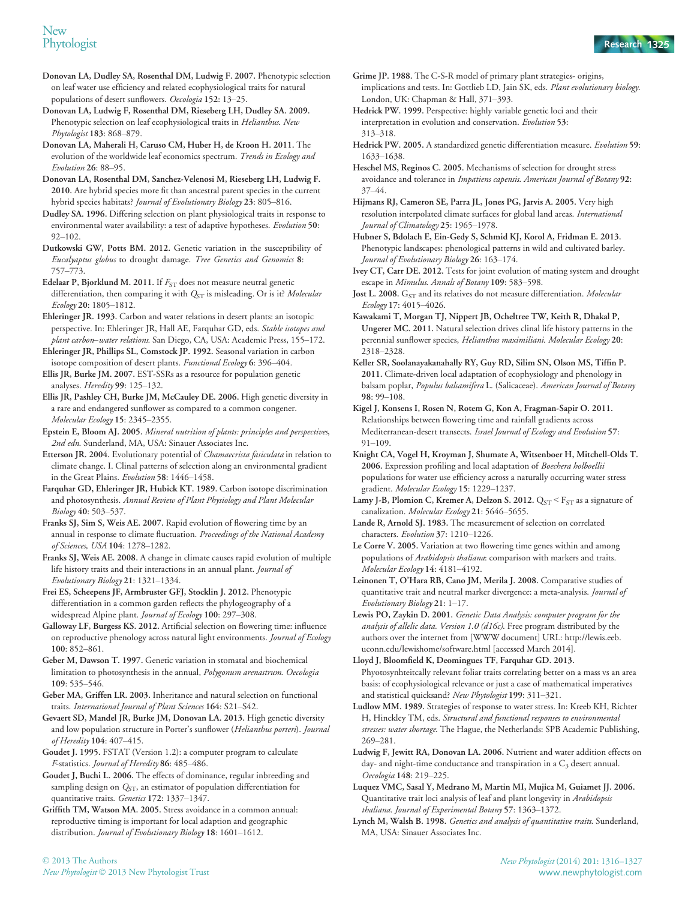**Donovan LA, Dudley SA, Rosenthal DM, Ludwig F. 2007.** Phenotypic selection on leaf water use efficiency and related ecophysiological traits for natural populations of desert sunflowers. *Oecologia* **152**: 13–25.

**Donovan LA, Ludwig F, Rosenthal DM, Rieseberg LH, Dudley SA. 2009.** Phenotypic selection on leaf ecophysiological traits in *Helianthus*. *New Phytologist* **183**: 868–879.

**Donovan LA, Maherali H, Caruso CM, Huber H, de Kroon H. 2011.** The evolution of the worldwide leaf economics spectrum. *Trends in Ecology and Evolution* **26**: 88–95.

**Donovan LA, Rosenthal DM, Sanchez-Velenosi M, Rieseberg LH, Ludwig F. 2010.** Are hybrid species more fit than ancestral parent species in the current hybrid species habitats? *Journal of Evolutionary Biology* **23**: 805–816.

**Dudley SA. 1996.** Differing selection on plant physiological traits in response to environmental water availability: a test of adaptive hypotheses. *Evolution* **50**: 92–102.

**Dutkowski GW, Potts BM. 2012.** Genetic variation in the susceptibility of *Eucalyaptus globus* to drought damage. *Tree Genetics and Genomics* **8**: 757–773.

**Edelaar P, Bjorklund M. 2011.** If $F_{ST}$ does not measure neutral genetic differentiation, then comparing it with $Q_{ST}$ is misleading. Or is it? *Molecular Ecology* **20**: 1805–1812.

**Ehleringer JR. 1993.** Carbon and water relations in desert plants: an isotopic perspective. In: Ehleringer JR, Hall AE, Farquhar GD, eds. *Stable isotopes and plant carbon–water relations.* San Diego, CA, USA: Academic Press, 155–172.

**Ehleringer JR, Phillips SL, Comstock JP. 1992.** Seasonal variation in carbon isotope composition of desert plants. *Functional Ecology* **6**: 396–404.

**Ellis JR, Burke JM. 2007.** EST-SSRs as a resource for population genetic analyses. *Heredity* **99**: 125–132.

**Ellis JR, Pashley CH, Burke JM, McCauley DE. 2006.** High genetic diversity in a rare and endangered sunflower as compared to a common congener. *Molecular Ecology* **15**: 2345–2355.

**Epstein E, Bloom AJ. 2005.** *Mineral nutrition of plants: principles and perspectives, 2nd edn.* Sunderland, MA, USA: Sinauer Associates Inc.

**Etterson JR. 2004.** Evolutionary potential of *Chamaecrista fasiculata* in relation to climate change. I. Clinal patterns of selection along an environmental gradient in the Great Plains. *Evolution* **58**: 1446–1458.

**Farquhar GD, Ehleringer JR, Hubick KT. 1989.** Carbon isotope discrimination and photosynthesis. *Annual Review of Plant Physiology and Plant Molecular Biology* **40**: 503–537.

**Franks SJ, Sim S, Weis AE. 2007.** Rapid evolution of flowering time by an annual in response to climate fluctuation. *Proceedings of the National Academy of Sciences, USA* **104**: 1278–1282.

**Franks SJ, Weis AE. 2008.** A change in climate causes rapid evolution of multiple life history traits and their interactions in an annual plant. *Journal of Evolutionary Biology* **21**: 1321–1334.

**Frei ES, Scheepens JF, Armbruster GFJ, Stocklin J. 2012.** Phenotypic differentiation in a common garden reflects the phylogeography of a widespread Alpine plant. *Journal of Ecology* **100**: 297–308.

**Galloway LF, Burgess KS. 2012.** Artificial selection on flowering time: influence on reproductive phenology across natural light environments. *Journal of Ecology* **100**: 852–861.

**Geber M, Dawson T. 1997.** Genetic variation in stomatal and biochemical limitation to photosynthesis in the annual, *Polygonum arenastrum*. *Oecologia* **109**: 535–546.

**Geber MA, Griffen LR. 2003.** Inheritance and natural selection on functional traits. *International Journal of Plant Sciences* **164**: S21–S42.

**Gevaert SD, Mandel JR, Burke JM, Donovan LA. 2013.** High genetic diversity and low population structure in Porter's sunflower (*Helianthus porteri*). *Journal of Heredity* **104**: 407–415.

**Goudet J. 1995.** FSTAT (Version 1.2): a computer program to calculate *F*-statistics. *Journal of Heredity* **86**: 485–486.

**Goudet J, Buchi L. 2006.** The effects of dominance, regular inbreeding and sampling design on $Q_{ST}$, an estimator of population differentiation for quantitative traits. *Genetics* **172**: 1337–1347.

**Griffith TM, Watson MA. 2005.** Stress avoidance in a common annual: reproductive timing is important for local adaption and geographic distribution. *Journal of Evolutionary Biology* **18**: 1601–1612.

**Grime JP. 1988.** The C-S-R model of primary plant strategies- origins, implications and tests. In: Gottlieb LD, Jain SK, eds. *Plant evolutionary biology.* London, UK: Chapman & Hall, 371–393.

**Hedrick PW. 1999.** Perspective: highly variable genetic loci and their interpretation in evolution and conservation. *Evolution* **53**: 313–318.

**Hedrick PW. 2005.** A standardized genetic differentiation measure. *Evolution* **59**: 1633–1638.

**Heschel MS, Reginos C. 2005.** Mechanisms of selection for drought stress avoidance and tolerance in *Impatiens capensis*. *American Journal of Botany* **92**: 37–44.

**Hijmans RJ, Cameron SE, Parra JL, Jones PG, Jarvis A. 2005.** Very high resolution interpolated climate surfaces for global land areas. *International Journal of Climatology* **25**: 1965–1978.

**Hubner S, Bdolach E, Ein-Gedy S, Schmid KJ, Korol A, Fridman E. 2013.** Phenotypic landscapes: phenological patterns in wild and cultivated barley. *Journal of Evolutionary Biology* **26**: 163–174.

**Ivey CT, Carr DE. 2012.** Tests for joint evolution of mating system and drought escape in *Mimulus*. *Annals of Botany* **109**: 583–598.

**Jost L. 2008.** $G_{ST}$ and its relatives do not measure differentiation. *Molecular Ecology* **17**: 4015–4026.

**Kawakami T, Morgan TJ, Nippert JB, Ocheltree TW, Keith R, Dhakal P, Ungerer MC. 2011.** Natural selection drives clinal life history patterns in the perennial sunflower species, *Helianthus maximiliani*. *Molecular Ecology* **20**: 2318–2328.

**Keller SR, Soolanayakanahally RY, Guy RD, Silim SN, Olson MS, Tiffin P. 2011.** Climate-driven local adaptation of ecophysiology and phenology in balsam poplar, *Populus balsamifera* L. (Salicaceae). *American Journal of Botany* **98**: 99–108.

**Kigel J, Konsens I, Rosen N, Rotem G, Kon A, Fragman-Sapir O. 2011.** Relationships between flowering time and rainfall gradients across Mediterranean-desert transects. *Israel Journal of Ecology and Evolution* **57**: 91–109.

**Knight CA, Vogel H, Kroyman J, Shumate A, Witsenboer H, Mitchell-Olds T. 2006.** Expression profiling and local adaptation of *Boechera holboellii* populations for water use efficiency across a naturally occurring water stress gradient. *Molecular Ecology* **15**: 1229–1237.

**Lamy J-B, Plomion C, Kremer A, Delzon S. 2012.** $Q_{ST} < F_{ST}$ as a signature of canalization. *Molecular Ecology* **21**: 5646–5655.

**Lande R, Arnold SJ. 1983.** The measurement of selection on correlated characters. *Evolution* **37**: 1210–1226.

**Le Corre V. 2005.** Variation at two flowering time genes within and among populations of *Arabidopsis thaliana*: comparison with markers and traits. *Molecular Ecology* **14**: 4181–4192.

**Leinonen T, O'Hara RB, Cano JM, Merila J. 2008.** Comparative studies of quantitative trait and neutral marker divergence: a meta-analysis. *Journal of Evolutionary Biology* **21**: 1–17.

**Lewis PO, Zaykin D. 2001.** *Genetic Data Analysis: computer program for the analysis of allelic data. Version 1.0 (d16c).* Free program distributed by the authors over the internet from [WWW document] URL: http://lewis.eeb.uconn.edu/lewishome/software.html [accessed March 2014].

**Lloyd J, Bloomfield K, Deomingues TF, Farquhar GD. 2013.** Photosynhteitcally relevant foliar traits correlating better on a mass vs an area basis: of ecophysiological relevance or just a case of mathematical imperatives and statistical quicksand? *New Phytologist* **199**: 311–321.

**Ludlow MM. 1989.** Strategies of response to water stress. In: Kreeb KH, Richter H, Hinckley TM, eds. *Structural and functional responses to environmental stresses: water shortage.* The Hague, the Netherlands: SPB Academic Publishing, 269–281.

**Ludwig F, Jewitt RA, Donovan LA. 2006.** Nutrient and water addition effects on day- and night-time conductance and transpiration in a $C_3$ desert annual. *Oecologia* **148**: 219–225.

**Luquez VMC, Sasal Y, Medrano M, Martin MI, Mujica M, Guiamet JJ. 2006.** Quantitative trait loci analysis of leaf and plant longevity in *Arabidopsis thaliana*. *Journal of Experimental Botany* **57**: 1363–1372.

**Lynch M, Walsh B. 1998.** *Genetics and analysis of quantitative traits.* Sunderland, MA, USA: Sinauer Associates Inc.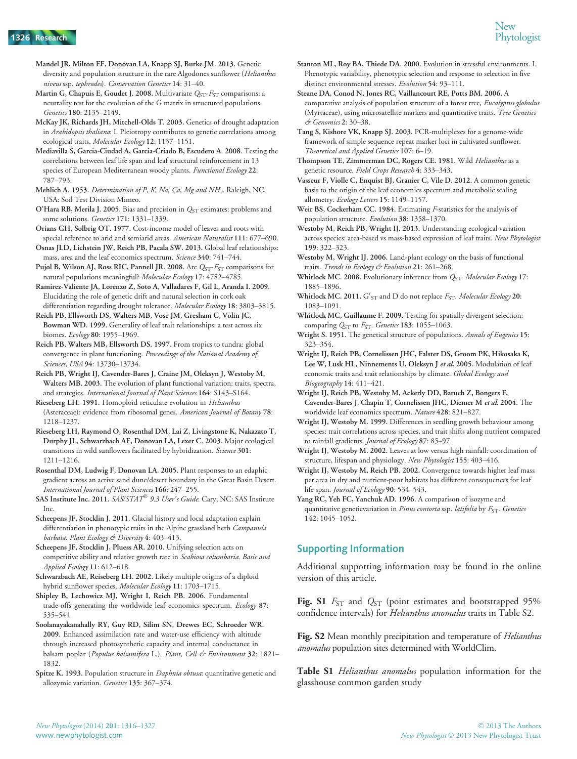Mandel JR, Milton EF, Donovan LA, Knapp SJ, Burke JM. 2013. Genetic diversity and population structure in the rare Algodones sunflower (*Helianthus niveus* ssp. *tephrodes*). *Conservation Genetics* 14: 31–40.

Martin G, Chapuis E, Goudet J. 2008. Multivariate $Q_{ST}$–$F_{ST}$ comparisons: a neutrality test for the evolution of the G matrix in structured populations. *Genetics* 180: 2135–2149.

McKay JK, Richards JH, Mitchell-Olds T. 2003. Genetics of drought adaptation in *Arabidopsis thaliana*: I. Pleiotropy contributes to genetic correlations among ecological traits. *Molecular Ecology* 12: 1137–1151.

Mediavilla S, Garcia-Ciudad A, Garcia-Criado B, Escudero A. 2008. Testing the correlations between leaf life span and leaf structural reinforcement in 13 species of European Mediterranean woody plants. *Functional Ecology* 22: 787–793.

Mehlich A. 1953. *Determination of P, K, Na, Ca, Mg and $NH_4$*. Raleigh, NC, USA: Soil Test Division Mimeo.

O'Hara RB, Merila J. 2005. Bias and precision in $Q_{ST}$ estimates: problems and some solutions. *Genetics* 171: 1331–1339.

Orians GH, Solbrig OT. 1977. Cost-income model of leaves and roots with special reference to arid and semiarid areas. *American Naturalist* 111: 677–690.

Osnas JLD, Lichstein JW, Reich PB, Pacala SW. 2013. Global leaf relationships: mass, area and the leaf economics spectrum. *Science* 340: 741–744.

Pujol B, Wilson AJ, Ross RIC, Pannell JR. 2008. Are $Q_{ST}$–$F_{ST}$ comparisons for natural populations meaningful? *Molecular Ecology* 17: 4782–4785.

Ramirez-Valiente JA, Lorenzo Z, Soto A, Valladares F, Gil L, Aranda I. 2009. Elucidating the role of genetic drift and natural selection in cork oak differentiation regarding drought tolerance. *Molecular Ecology* 18: 3803–3815.

Reich PB, Ellsworth DS, Walters MB, Vose JM, Gresham C, Volin JC, Bowman WD. 1999. Generality of leaf trait relationships: a test across six biomes. *Ecology* 80: 1955–1969.

Reich PB, Walters MB, Ellsworth DS. 1997. From tropics to tundra: global convergence in plant functioning. *Proceedings of the National Academy of Sciences, USA* 94: 13730–13734.

Reich PB, Wright IJ, Cavender-Bares J, Craine JM, Oleksyn J, Westoby M, Walters MB. 2003. The evolution of plant functional variation: traits, spectra, and strategies. *International Journal of Plant Sciences* 164: S143–S164.

Rieseberg LH. 1991. Homoploid reticulate evolution in *Helianthus* (Asteraceae): evidence from ribosomal genes. *American Journal of Botany* 78: 1218–1237.

Rieseberg LH, Raymond O, Rosenthal DM, Lai Z, Livingstone K, Nakazato T, Durphy JL, Schwarzbach AE, Donovan LA, Lexer C. 2003. Major ecological transitions in wild sunflowers facilitated by hybridization. *Science* 301: 1211–1216.

Rosenthal DM, Ludwig F, Donovan LA. 2005. Plant responses to an edaphic gradient across an active sand dune/desert boundary in the Great Basin Desert. *International Journal of Plant Sciences* 166: 247–255.

SAS Institute Inc. 2011. *SAS/STAT® 9.3 User's Guide*. Cary, NC: SAS Institute Inc.

Scheepens JF, Stocklin J. 2011. Glacial history and local adaptation explain differentiation in phenotypic traits in the Alpine grassland herb *Campanula barbata*. *Plant Ecology & Diversity* 4: 403–413.

Scheepens JF, Stocklin J, Pluess AR. 2010. Unifying selection acts on competitive ability and relative growth rate in *Scabiosa columbaria*. *Basic and Applied Ecology* 11: 612–618.

Schwarzbach AE, Reiseberg LH. 2002. Likely multiple origins of a diploid hybrid sunflower species. *Molecular Ecology* 11: 1703–1715.

Shipley B, Lechowicz MJ, Wright I, Reich PB. 2006. Fundamental trade-offs generating the worldwide leaf economics spectrum. *Ecology* 87: 535–541.

Soolanayakanahally RY, Guy RD, Silim SN, Drewes EC, Schroeder WR. 2009. Enhanced assimilation rate and water-use efficiency with altitude through increased photosynthetic capacity and internal conductance in balsam poplar (*Populus balsamifera* L.). *Plant, Cell & Environment* 32: 1821–1832.

Spitze K. 1993. Population structure in *Daphnia obtusa*: quantitative genetic and allozymic variation. *Genetics* 135: 367–374.

Stanton ML, Roy BA, Thiede DA. 2000. Evolution in stressful environments. I. Phenotypic variability, phenotypic selection and response to selection in five distinct environmental stresses. *Evolution* 54: 93–111.

Steane DA, Conod N, Jones RC, Vaillancourt RE, Potts BM. 2006. A comparative analysis of population structure of a forest tree, *Eucalyptus globulus* (Myrtaceae), using microsatellite markers and quantitative traits. *Tree Genetics & Genomics* 2: 30–38.

Tang S, Kishore VK, Knapp SJ. 2003. PCR-multiplexes for a genome-wide framework of simple sequence repeat marker loci in cultivated sunflower. *Theoretical and Applied Genetics* 107: 6–19.

Thompson TE, Zimmerman DC, Rogers CE. 1981. Wild *Helianthus* as a genetic resource. *Field Crops Research* 4: 333–343.

Vasseur F, Violle C, Enquist BJ, Granier C, Vile D. 2012. A common genetic basis to the origin of the leaf economics spectrum and metabolic scaling allometry. *Ecology Letters* 15: 1149–1157.

Weir BS, Cockerham CC. 1984. Estimating *F*-statistics for the analysis of population structure. *Evolution* 38: 1358–1370.

Westoby M, Reich PB, Wright IJ. 2013. Understanding ecological variation across species: area-based vs mass-based expression of leaf traits. *New Phytologist* 199: 322–323.

Westoby M, Wright IJ. 2006. Land-plant ecology on the basis of functional traits. *Trends in Ecology & Evolution* 21: 261–268.

Whitlock MC. 2008. Evolutionary inference from $Q_{ST}$. *Molecular Ecology* 17: 1885–1896.

Whitlock MC. 2011. $G'_{ST}$ and D do not replace $F_{ST}$. *Molecular Ecology* 20: 1083–1091.

Whitlock MC, Guillaume F. 2009. Testing for spatially divergent selection: comparing $Q_{ST}$ to $F_{ST}$. *Genetics* 183: 1055–1063.

Wright S. 1951. The genetical structure of populations. *Annals of Eugenics* 15: 323–354.

Wright IJ, Reich PB, Cornelissen JHC, Falster DS, Groom PK, Hikosaka K, Lee W, Lusk HL, Ninnements U, Oleksyn J *et al.* 2005. Modulation of leaf economic traits and trait relationships by climate. *Global Ecology and Biogeography* 14: 411–421.

Wright IJ, Reich PB, Westoby M, Ackerly DD, Baruch Z, Bongers F, Cavender-Bares J, Chapin T, Cornelissen JHC, Diemer M *et al.* 2004. The worldwide leaf economics spectrum. *Nature* 428: 821–827.

Wright IJ, Westoby M. 1999. Differences in seedling growth behaviour among species: trait correlations across species, and trait shifts along nutrient compared to rainfall gradients. *Journal of Ecology* 87: 85–97.

Wright IJ, Westoby M. 2002. Leaves at low versus high rainfall: coordination of structure, lifespan and physiology. *New Phytologist* 155: 403–416.

Wright IJ, Westoby M, Reich PB. 2002. Convergence towards higher leaf mass per area in dry and nutrient-poor habitats has different consequences for leaf life span. *Journal of Ecology* 90: 534–543.

Yang RC, Yeh FC, Yanchuk AD. 1996. A comparison of isozyme and quantitative geneticvariation in *Pinus contorta* ssp. *latifolia* by $F_{ST}$. *Genetics* 142: 1045–1052.

## Supporting Information

Additional supporting information may be found in the online version of this article.

**Fig. S1** $F_{ST}$ and $Q_{ST}$ (point estimates and bootstrapped 95% confidence intervals) for *Helianthus anomalus* traits in Table S2.

**Fig. S2** Mean monthly precipitation and temperature of *Helianthus anomalus* population sites determined with WorldClim.

**Table S1** *Helianthus anomalus* population information for the glasshouse common garden study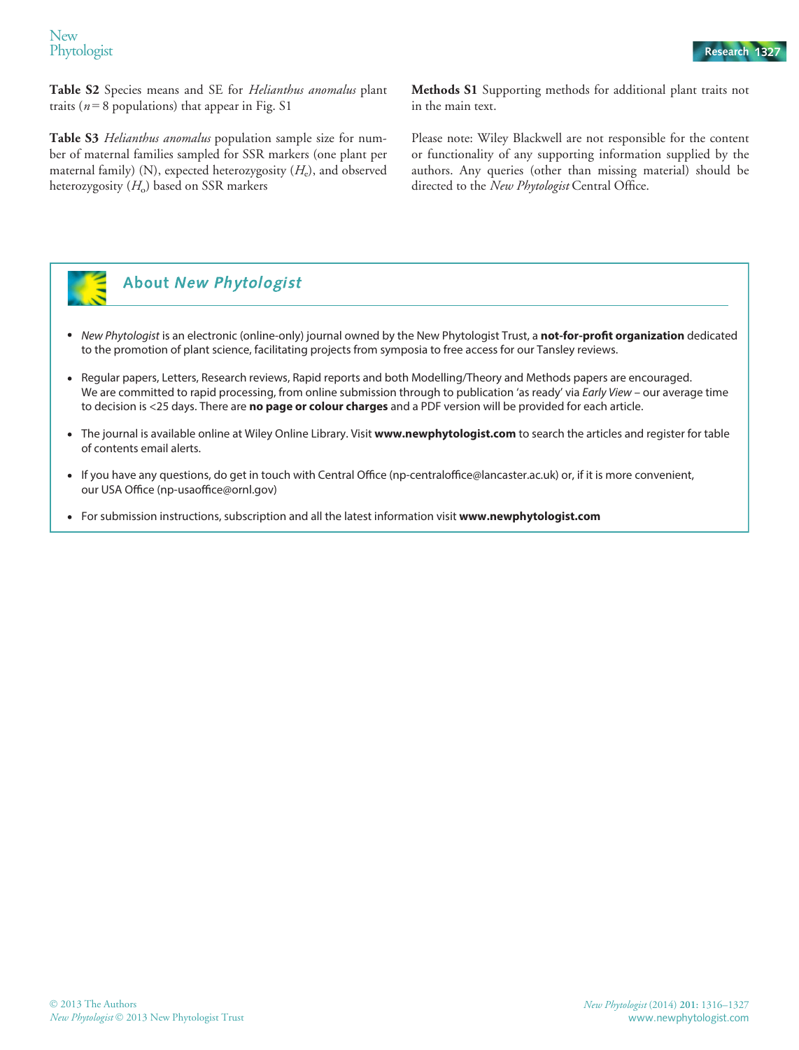**Table S2** Species means and SE for *Helianthus anomalus* plant traits ($n = 8$ populations) that appear in Fig. S1

**Table S3** *Helianthus anomalus* population sample size for number of maternal families sampled for SSR markers (one plant per maternal family) (N), expected heterozygosity ($H_e$), and observed heterozygosity ($H_o$) based on SSR markers

**Methods S1** Supporting methods for additional plant traits not in the main text.

Please note: Wiley Blackwell are not responsible for the content or functionality of any supporting information supplied by the authors. Any queries (other than missing material) should be directed to the *New Phytologist* Central Office.

## About *New Phytologist*

- *New Phytologist* is an electronic (online-only) journal owned by the New Phytologist Trust, a **not-for-profit organization** dedicated to the promotion of plant science, facilitating projects from symposia to free access for our Tansley reviews.
- Regular papers, Letters, Research reviews, Rapid reports and both Modelling/Theory and Methods papers are encouraged. We are committed to rapid processing, from online submission through to publication 'as ready' via *Early View* – our average time to decision is <25 days. There are **no page or colour charges** and a PDF version will be provided for each article.
- The journal is available online at Wiley Online Library. Visit **www.newphytologist.com** to search the articles and register for table of contents email alerts.
- If you have any questions, do get in touch with Central Office (np-centraloffice@lancaster.ac.uk) or, if it is more convenient, our USA Office (np-usaoffice@ornl.gov)
- For submission instructions, subscription and all the latest information visit **www.newphytologist.com**